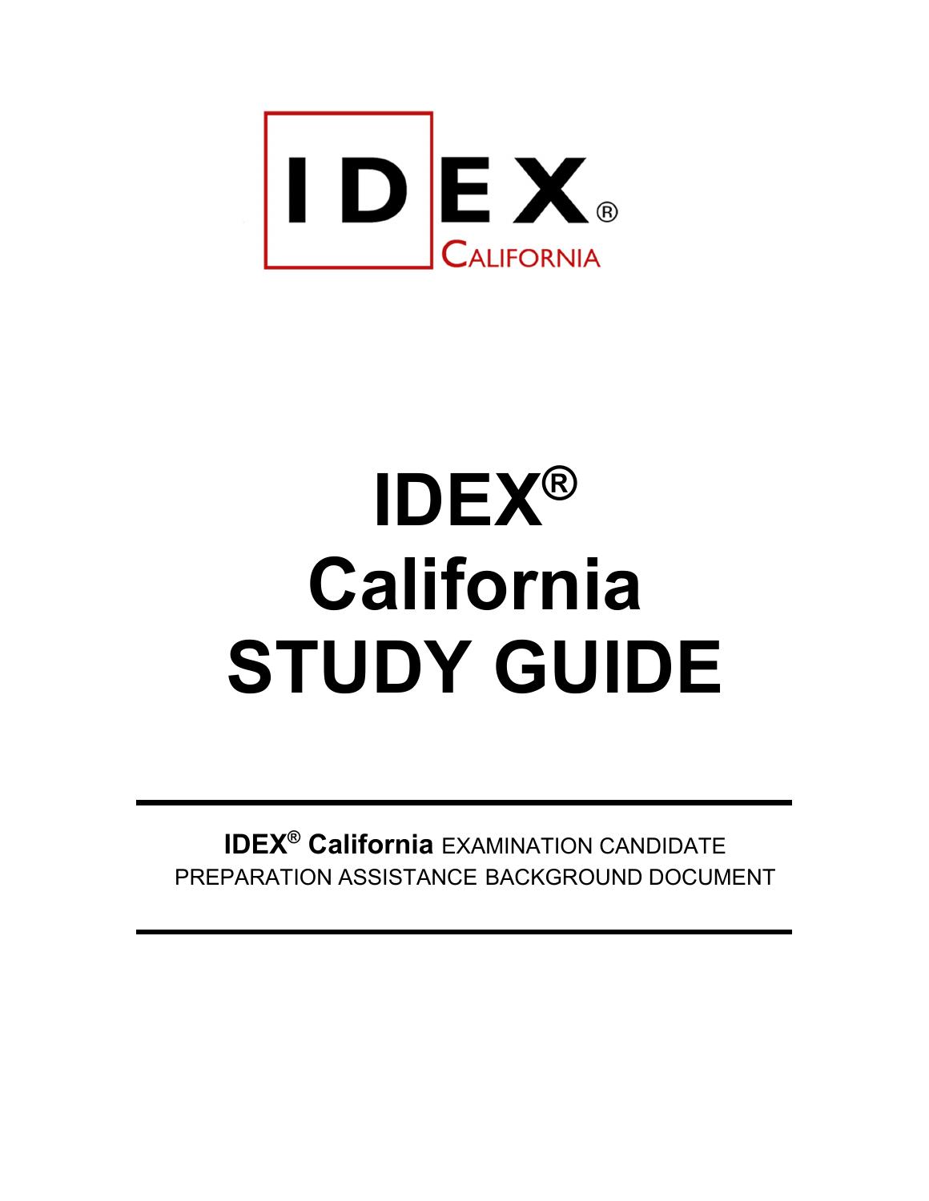IDEX®
CALIFORNIA

# IDEX® California STUDY GUIDE

---

**IDEX® California** EXAMINATION CANDIDATE PREPARATION ASSISTANCE BACKGROUND DOCUMENT

---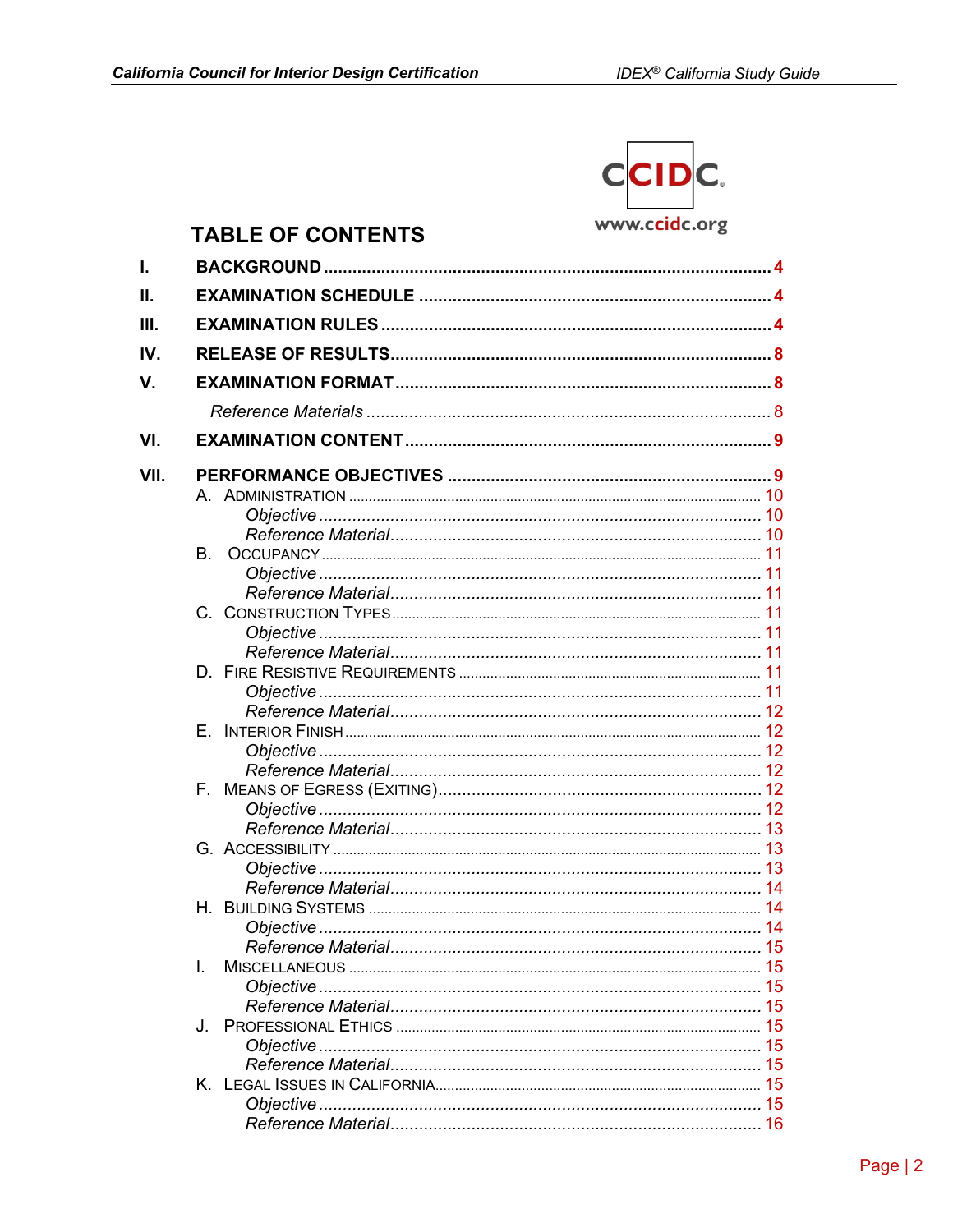## TABLE OF CONTENTS

- I. **BACKGROUND** .......... 4
- II. **EXAMINATION SCHEDULE** .......... 4
- III. **EXAMINATION RULES** .......... 4
- IV. **RELEASE OF RESULTS** .......... 8
- V. **EXAMINATION FORMAT** .......... 8
  - *Reference Materials* .......... 8
- VI. **EXAMINATION CONTENT** .......... 9
- VII. **PERFORMANCE OBJECTIVES** .......... 9
  - A. ADMINISTRATION .......... 10
    - *Objective* .......... 10
    - *Reference Material* .......... 10
  - B. OCCUPANCY .......... 11
    - *Objective* .......... 11
    - *Reference Material* .......... 11
  - C. CONSTRUCTION TYPES .......... 11
    - *Objective* .......... 11
    - *Reference Material* .......... 11
  - D. FIRE RESISTIVE REQUIREMENTS .......... 11
    - *Objective* .......... 11
    - *Reference Material* .......... 12
  - E. INTERIOR FINISH .......... 12
    - *Objective* .......... 12
    - *Reference Material* .......... 12
  - F. MEANS OF EGRESS (EXITING) .......... 12
    - *Objective* .......... 12
    - *Reference Material* .......... 13
  - G. ACCESSIBILITY .......... 13
    - *Objective* .......... 13
    - *Reference Material* .......... 14
  - H. BUILDING SYSTEMS .......... 14
    - *Objective* .......... 14
    - *Reference Material* .......... 15
  - I. MISCELLANEOUS .......... 15
    - *Objective* .......... 15
    - *Reference Material* .......... 15
  - J. PROFESSIONAL ETHICS .......... 15
    - *Objective* .......... 15
    - *Reference Material* .......... 15
  - K. LEGAL ISSUES IN CALIFORNIA .......... 15
    - *Objective* .......... 15
    - *Reference Material* .......... 16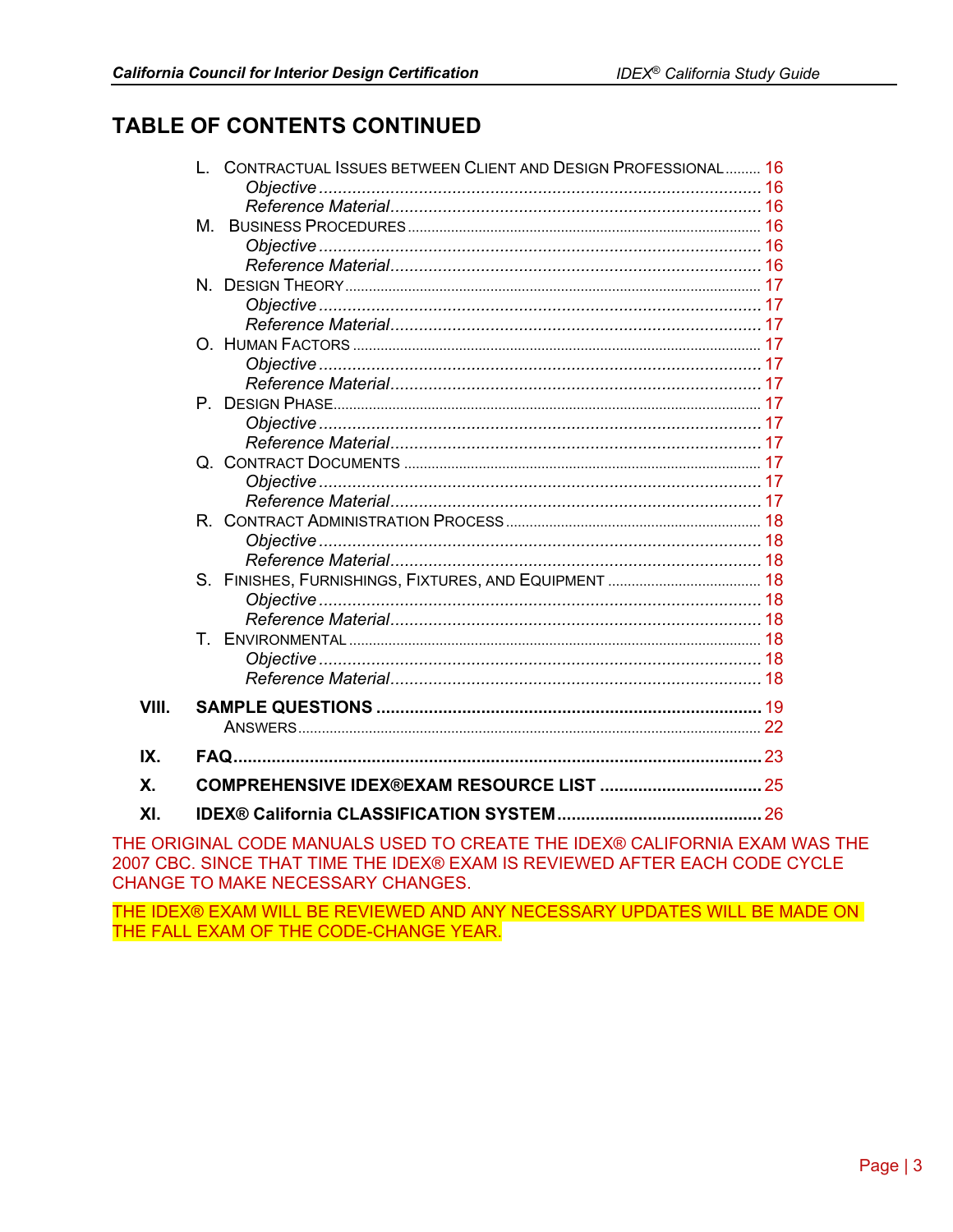## TABLE OF CONTENTS CONTINUED

- L. Contractual Issues between Client and Design Professional ......... 16
  - *Objective* ......... 16
  - *Reference Material* ......... 16
- M. Business Procedures ......... 16
  - *Objective* ......... 16
  - *Reference Material* ......... 16
- N. Design Theory ......... 17
  - *Objective* ......... 17
  - *Reference Material* ......... 17
- O. Human Factors ......... 17
  - *Objective* ......... 17
  - *Reference Material* ......... 17
- P. Design Phase ......... 17
  - *Objective* ......... 17
  - *Reference Material* ......... 17
- Q. Contract Documents ......... 17
  - *Objective* ......... 17
  - *Reference Material* ......... 17
- R. Contract Administration Process ......... 18
  - *Objective* ......... 18
  - *Reference Material* ......... 18
- S. Finishes, Furnishings, Fixtures, and Equipment ......... 18
  - *Objective* ......... 18
  - *Reference Material* ......... 18
- T. Environmental ......... 18
  - *Objective* ......... 18
  - *Reference Material* ......... 18

**VIII. SAMPLE QUESTIONS** ......... 19
- Answers ......... 22

**IX. FAQ** ......... 23

**X. COMPREHENSIVE IDEX®EXAM RESOURCE LIST** ......... 25

**XI. IDEX® California CLASSIFICATION SYSTEM** ......... 26

THE ORIGINAL CODE MANUALS USED TO CREATE THE IDEX® CALIFORNIA EXAM WAS THE 2007 CBC. SINCE THAT TIME THE IDEX® EXAM IS REVIEWED AFTER EACH CODE CYCLE CHANGE TO MAKE NECESSARY CHANGES.

THE IDEX® EXAM WILL BE REVIEWED AND ANY NECESSARY UPDATES WILL BE MADE ON THE FALL EXAM OF THE CODE-CHANGE YEAR.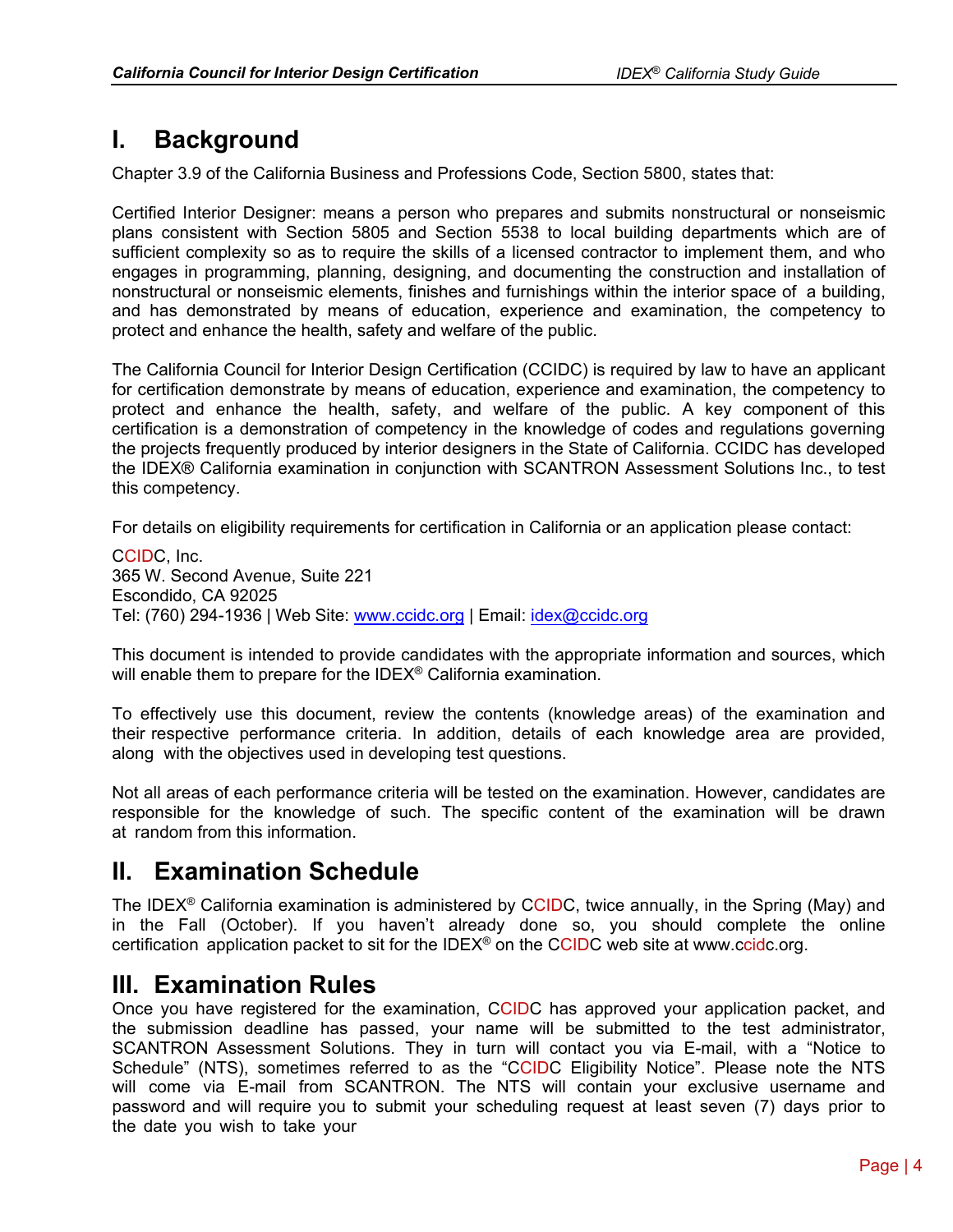# I. Background

Chapter 3.9 of the California Business and Professions Code, Section 5800, states that:

Certified Interior Designer: means a person who prepares and submits nonstructural or nonseismic plans consistent with Section 5805 and Section 5538 to local building departments which are of sufficient complexity so as to require the skills of a licensed contractor to implement them, and who engages in programming, planning, designing, and documenting the construction and installation of nonstructural or nonseismic elements, finishes and furnishings within the interior space of a building, and has demonstrated by means of education, experience and examination, the competency to protect and enhance the health, safety and welfare of the public.

The California Council for Interior Design Certification (CCIDC) is required by law to have an applicant for certification demonstrate by means of education, experience and examination, the competency to protect and enhance the health, safety, and welfare of the public. A key component of this certification is a demonstration of competency in the knowledge of codes and regulations governing the projects frequently produced by interior designers in the State of California. CCIDC has developed the IDEX® California examination in conjunction with SCANTRON Assessment Solutions Inc., to test this competency.

For details on eligibility requirements for certification in California or an application please contact:

CCIDC, Inc.
365 W. Second Avenue, Suite 221
Escondido, CA 92025
Tel: (760) 294-1936 | Web Site: www.ccidc.org | Email: idex@ccidc.org

This document is intended to provide candidates with the appropriate information and sources, which will enable them to prepare for the IDEX® California examination.

To effectively use this document, review the contents (knowledge areas) of the examination and their respective performance criteria. In addition, details of each knowledge area are provided, along with the objectives used in developing test questions.

Not all areas of each performance criteria will be tested on the examination. However, candidates are responsible for the knowledge of such. The specific content of the examination will be drawn at random from this information.

# II. Examination Schedule

The IDEX® California examination is administered by CCIDC, twice annually, in the Spring (May) and in the Fall (October). If you haven't already done so, you should complete the online certification application packet to sit for the IDEX® on the CCIDC web site at www.ccidc.org.

# III. Examination Rules

Once you have registered for the examination, CCIDC has approved your application packet, and the submission deadline has passed, your name will be submitted to the test administrator, SCANTRON Assessment Solutions. They in turn will contact you via E-mail, with a "Notice to Schedule" (NTS), sometimes referred to as the "CCIDC Eligibility Notice". Please note the NTS will come via E-mail from SCANTRON. The NTS will contain your exclusive username and password and will require you to submit your scheduling request at least seven (7) days prior to the date you wish to take your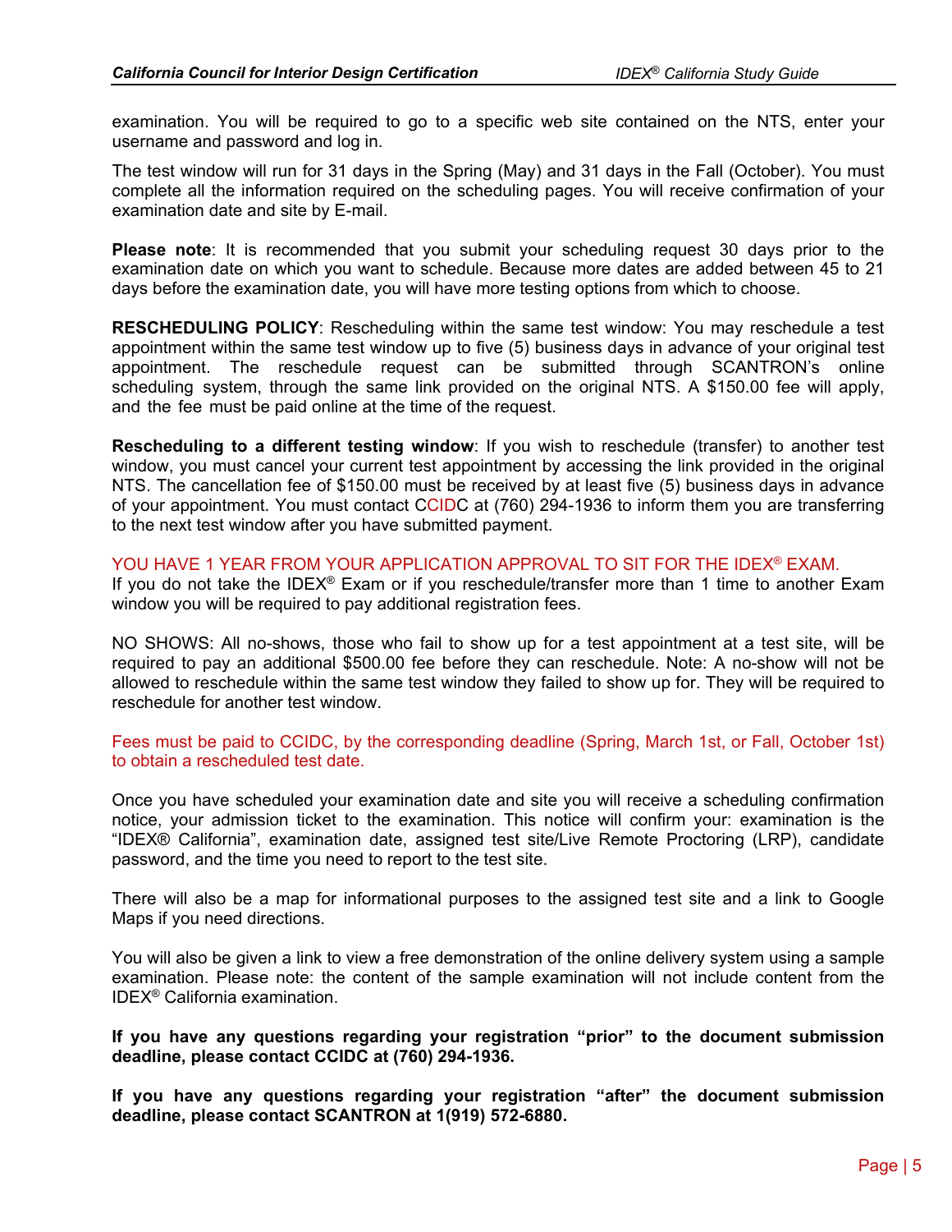examination. You will be required to go to a specific web site contained on the NTS, enter your username and password and log in.

The test window will run for 31 days in the Spring (May) and 31 days in the Fall (October). You must complete all the information required on the scheduling pages. You will receive confirmation of your examination date and site by E-mail.

**Please note**: It is recommended that you submit your scheduling request 30 days prior to the examination date on which you want to schedule. Because more dates are added between 45 to 21 days before the examination date, you will have more testing options from which to choose.

**RESCHEDULING POLICY**: Rescheduling within the same test window: You may reschedule a test appointment within the same test window up to five (5) business days in advance of your original test appointment. The reschedule request can be submitted through SCANTRON's online scheduling system, through the same link provided on the original NTS. A $150.00 fee will apply, and the fee must be paid online at the time of the request.

**Rescheduling to a different testing window**: If you wish to reschedule (transfer) to another test window, you must cancel your current test appointment by accessing the link provided in the original NTS. The cancellation fee of $150.00 must be received by at least five (5) business days in advance of your appointment. You must contact CCIDC at (760) 294-1936 to inform them you are transferring to the next test window after you have submitted payment.

YOU HAVE 1 YEAR FROM YOUR APPLICATION APPROVAL TO SIT FOR THE IDEX® EXAM.
If you do not take the IDEX® Exam or if you reschedule/transfer more than 1 time to another Exam window you will be required to pay additional registration fees.

NO SHOWS: All no-shows, those who fail to show up for a test appointment at a test site, will be required to pay an additional $500.00 fee before they can reschedule. Note: A no-show will not be allowed to reschedule within the same test window they failed to show up for. They will be required to reschedule for another test window.

Fees must be paid to CCIDC, by the corresponding deadline (Spring, March 1st, or Fall, October 1st) to obtain a rescheduled test date.

Once you have scheduled your examination date and site you will receive a scheduling confirmation notice, your admission ticket to the examination. This notice will confirm your: examination is the "IDEX® California", examination date, assigned test site/Live Remote Proctoring (LRP), candidate password, and the time you need to report to the test site.

There will also be a map for informational purposes to the assigned test site and a link to Google Maps if you need directions.

You will also be given a link to view a free demonstration of the online delivery system using a sample examination. Please note: the content of the sample examination will not include content from the IDEX® California examination.

**If you have any questions regarding your registration "prior" to the document submission deadline, please contact CCIDC at (760) 294-1936.**

**If you have any questions regarding your registration "after" the document submission deadline, please contact SCANTRON at 1(919) 572-6880.**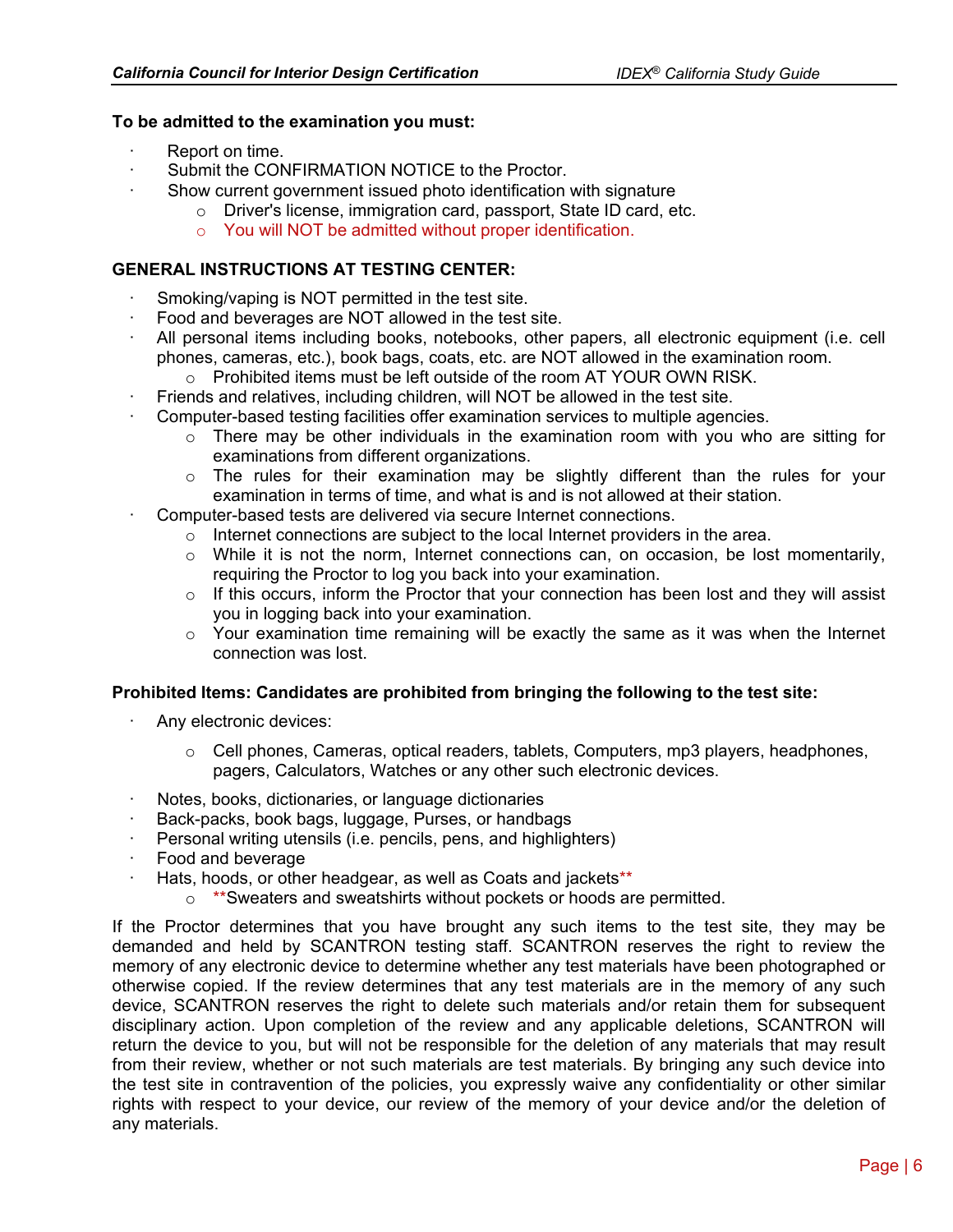**To be admitted to the examination you must:**

- Report on time.
- Submit the CONFIRMATION NOTICE to the Proctor.
- Show current government issued photo identification with signature
  - Driver's license, immigration card, passport, State ID card, etc.
  - You will NOT be admitted without proper identification.

**GENERAL INSTRUCTIONS AT TESTING CENTER:**

- Smoking/vaping is NOT permitted in the test site.
- Food and beverages are NOT allowed in the test site.
- All personal items including books, notebooks, other papers, all electronic equipment (i.e. cell phones, cameras, etc.), book bags, coats, etc. are NOT allowed in the examination room.
  - Prohibited items must be left outside of the room AT YOUR OWN RISK.
- Friends and relatives, including children, will NOT be allowed in the test site.
- Computer-based testing facilities offer examination services to multiple agencies.
  - There may be other individuals in the examination room with you who are sitting for examinations from different organizations.
  - The rules for their examination may be slightly different than the rules for your examination in terms of time, and what is and is not allowed at their station.
- Computer-based tests are delivered via secure Internet connections.
  - Internet connections are subject to the local Internet providers in the area.
  - While it is not the norm, Internet connections can, on occasion, be lost momentarily, requiring the Proctor to log you back into your examination.
  - If this occurs, inform the Proctor that your connection has been lost and they will assist you in logging back into your examination.
  - Your examination time remaining will be exactly the same as it was when the Internet connection was lost.

**Prohibited Items: Candidates are prohibited from bringing the following to the test site:**

- Any electronic devices:
  - Cell phones, Cameras, optical readers, tablets, Computers, mp3 players, headphones, pagers, Calculators, Watches or any other such electronic devices.
- Notes, books, dictionaries, or language dictionaries
- Back-packs, book bags, luggage, Purses, or handbags
- Personal writing utensils (i.e. pencils, pens, and highlighters)
- Food and beverage
- Hats, hoods, or other headgear, as well as Coats and jackets**
  - **Sweaters and sweatshirts without pockets or hoods are permitted.

If the Proctor determines that you have brought any such items to the test site, they may be demanded and held by SCANTRON testing staff. SCANTRON reserves the right to review the memory of any electronic device to determine whether any test materials have been photographed or otherwise copied. If the review determines that any test materials are in the memory of any such device, SCANTRON reserves the right to delete such materials and/or retain them for subsequent disciplinary action. Upon completion of the review and any applicable deletions, SCANTRON will return the device to you, but will not be responsible for the deletion of any materials that may result from their review, whether or not such materials are test materials. By bringing any such device into the test site in contravention of the policies, you expressly waive any confidentiality or other similar rights with respect to your device, our review of the memory of your device and/or the deletion of any materials.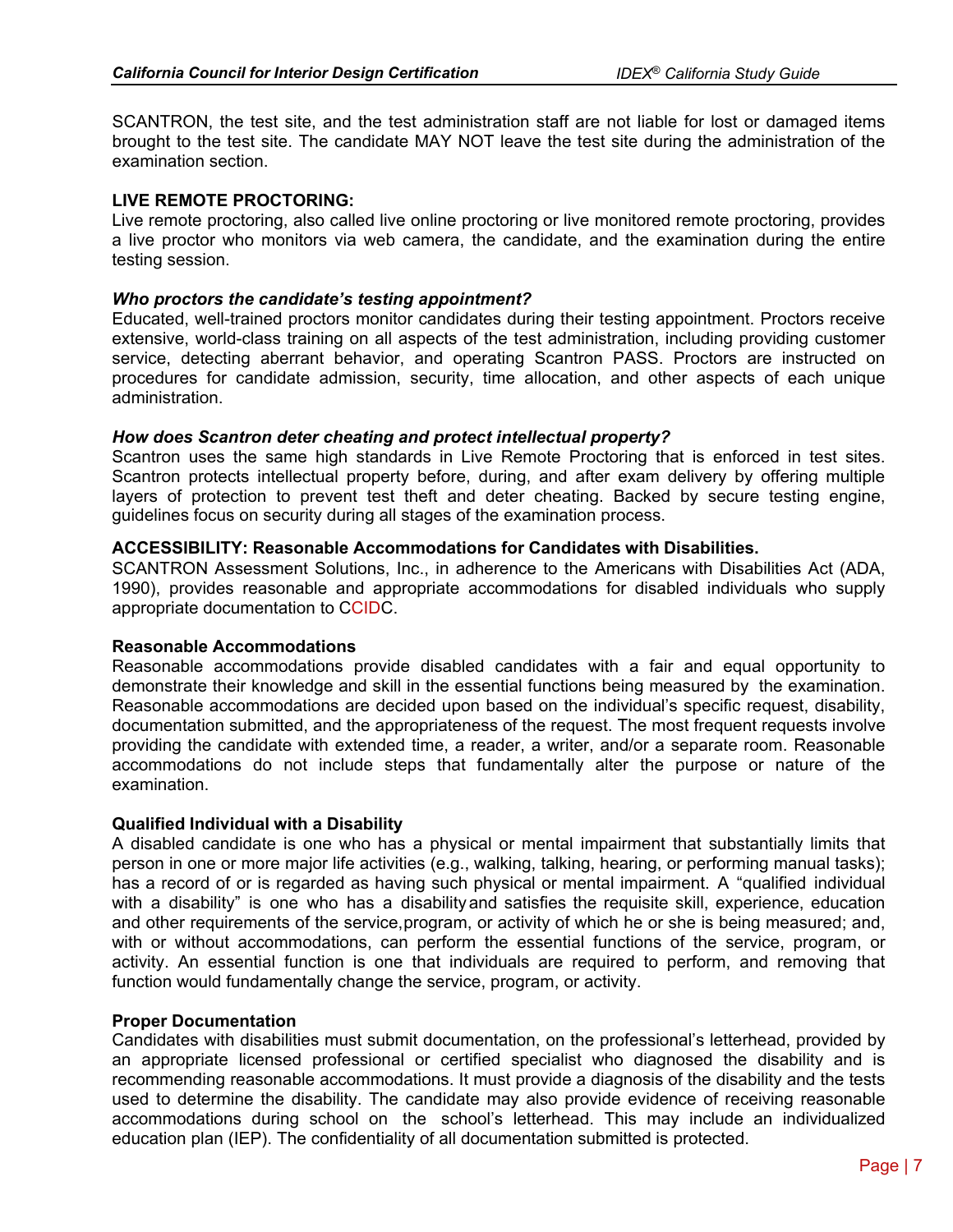SCANTRON, the test site, and the test administration staff are not liable for lost or damaged items brought to the test site. The candidate MAY NOT leave the test site during the administration of the examination section.

**LIVE REMOTE PROCTORING:**
Live remote proctoring, also called live online proctoring or live monitored remote proctoring, provides a live proctor who monitors via web camera, the candidate, and the examination during the entire testing session.

***Who proctors the candidate's testing appointment?***
Educated, well-trained proctors monitor candidates during their testing appointment. Proctors receive extensive, world-class training on all aspects of the test administration, including providing customer service, detecting aberrant behavior, and operating Scantron PASS. Proctors are instructed on procedures for candidate admission, security, time allocation, and other aspects of each unique administration.

***How does Scantron deter cheating and protect intellectual property?***
Scantron uses the same high standards in Live Remote Proctoring that is enforced in test sites. Scantron protects intellectual property before, during, and after exam delivery by offering multiple layers of protection to prevent test theft and deter cheating. Backed by secure testing engine, guidelines focus on security during all stages of the examination process.

**ACCESSIBILITY: Reasonable Accommodations for Candidates with Disabilities.**
SCANTRON Assessment Solutions, Inc., in adherence to the Americans with Disabilities Act (ADA, 1990), provides reasonable and appropriate accommodations for disabled individuals who supply appropriate documentation to CCIDC.

**Reasonable Accommodations**
Reasonable accommodations provide disabled candidates with a fair and equal opportunity to demonstrate their knowledge and skill in the essential functions being measured by the examination. Reasonable accommodations are decided upon based on the individual's specific request, disability, documentation submitted, and the appropriateness of the request. The most frequent requests involve providing the candidate with extended time, a reader, a writer, and/or a separate room. Reasonable accommodations do not include steps that fundamentally alter the purpose or nature of the examination.

**Qualified Individual with a Disability**
A disabled candidate is one who has a physical or mental impairment that substantially limits that person in one or more major life activities (e.g., walking, talking, hearing, or performing manual tasks); has a record of or is regarded as having such physical or mental impairment. A "qualified individual with a disability" is one who has a disability and satisfies the requisite skill, experience, education and other requirements of the service, program, or activity of which he or she is being measured; and, with or without accommodations, can perform the essential functions of the service, program, or activity. An essential function is one that individuals are required to perform, and removing that function would fundamentally change the service, program, or activity.

**Proper Documentation**
Candidates with disabilities must submit documentation, on the professional's letterhead, provided by an appropriate licensed professional or certified specialist who diagnosed the disability and is recommending reasonable accommodations. It must provide a diagnosis of the disability and the tests used to determine the disability. The candidate may also provide evidence of receiving reasonable accommodations during school on the school's letterhead. This may include an individualized education plan (IEP). The confidentiality of all documentation submitted is protected.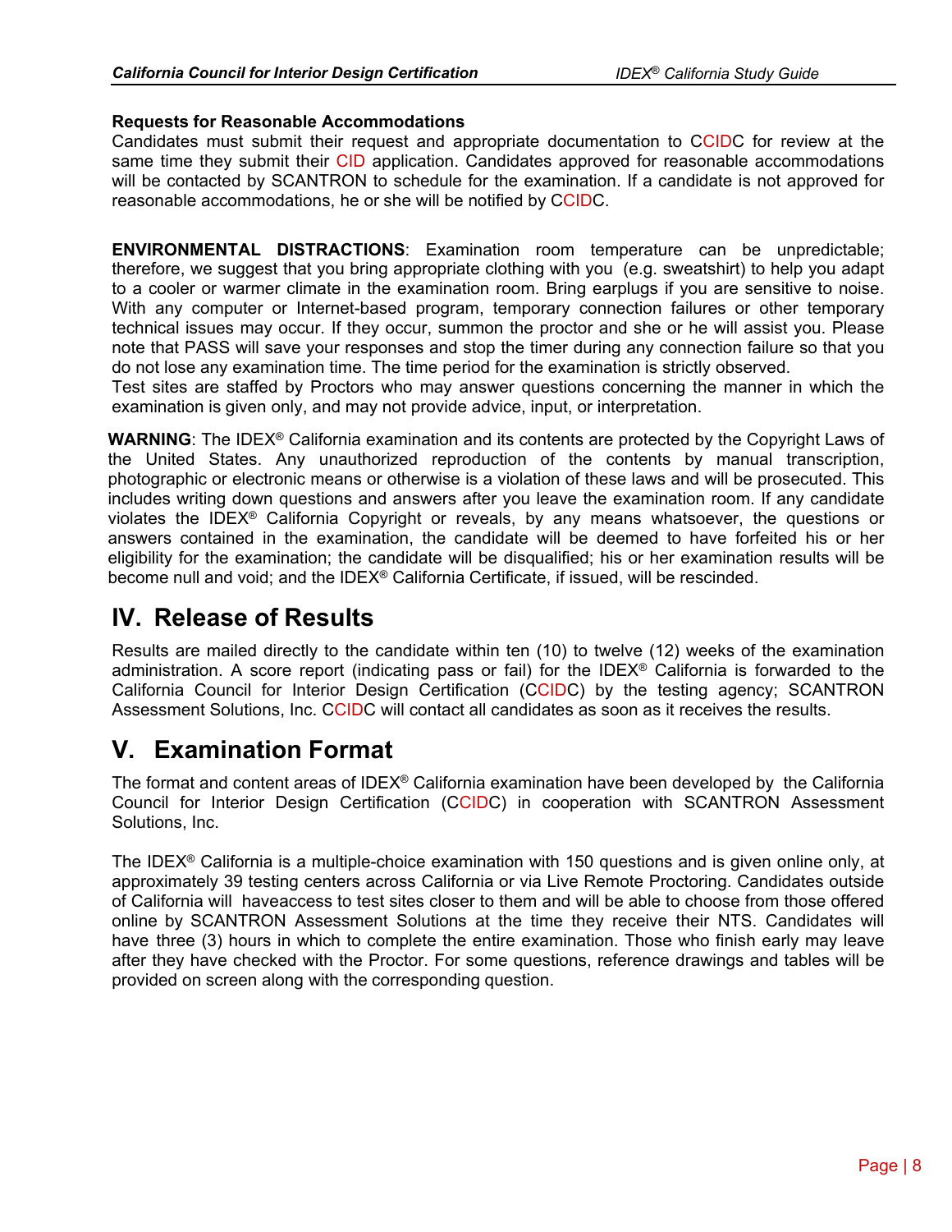**Requests for Reasonable Accommodations**
Candidates must submit their request and appropriate documentation to CCIDC for review at the same time they submit their CID application. Candidates approved for reasonable accommodations will be contacted by SCANTRON to schedule for the examination. If a candidate is not approved for reasonable accommodations, he or she will be notified by CCIDC.

**ENVIRONMENTAL DISTRACTIONS**: Examination room temperature can be unpredictable; therefore, we suggest that you bring appropriate clothing with you (e.g. sweatshirt) to help you adapt to a cooler or warmer climate in the examination room. Bring earplugs if you are sensitive to noise. With any computer or Internet-based program, temporary connection failures or other temporary technical issues may occur. If they occur, summon the proctor and she or he will assist you. Please note that PASS will save your responses and stop the timer during any connection failure so that you do not lose any examination time. The time period for the examination is strictly observed.
Test sites are staffed by Proctors who may answer questions concerning the manner in which the examination is given only, and may not provide advice, input, or interpretation.

**WARNING**: The IDEX® California examination and its contents are protected by the Copyright Laws of the United States. Any unauthorized reproduction of the contents by manual transcription, photographic or electronic means or otherwise is a violation of these laws and will be prosecuted. This includes writing down questions and answers after you leave the examination room. If any candidate violates the IDEX® California Copyright or reveals, by any means whatsoever, the questions or answers contained in the examination, the candidate will be deemed to have forfeited his or her eligibility for the examination; the candidate will be disqualified; his or her examination results will be become null and void; and the IDEX® California Certificate, if issued, will be rescinded.

# IV. Release of Results

Results are mailed directly to the candidate within ten (10) to twelve (12) weeks of the examination administration. A score report (indicating pass or fail) for the IDEX® California is forwarded to the California Council for Interior Design Certification (CCIDC) by the testing agency; SCANTRON Assessment Solutions, Inc. CCIDC will contact all candidates as soon as it receives the results.

# V. Examination Format

The format and content areas of IDEX® California examination have been developed by the California Council for Interior Design Certification (CCIDC) in cooperation with SCANTRON Assessment Solutions, Inc.

The IDEX® California is a multiple-choice examination with 150 questions and is given online only, at approximately 39 testing centers across California or via Live Remote Proctoring. Candidates outside of California will haveaccess to test sites closer to them and will be able to choose from those offered online by SCANTRON Assessment Solutions at the time they receive their NTS. Candidates will have three (3) hours in which to complete the entire examination. Those who finish early may leave after they have checked with the Proctor. For some questions, reference drawings and tables will be provided on screen along with the corresponding question.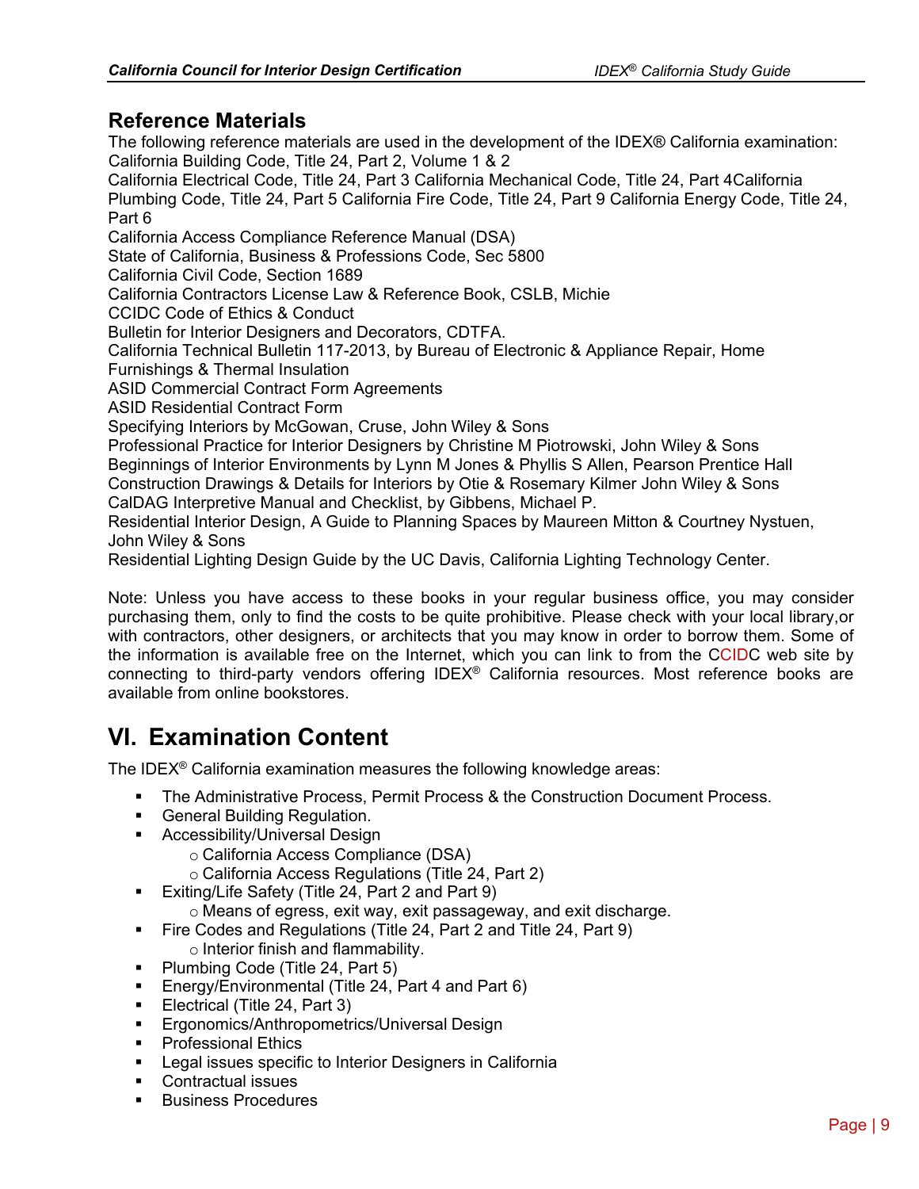## Reference Materials

The following reference materials are used in the development of the IDEX® California examination:
California Building Code, Title 24, Part 2, Volume 1 & 2
California Electrical Code, Title 24, Part 3 California Mechanical Code, Title 24, Part 4California Plumbing Code, Title 24, Part 5 California Fire Code, Title 24, Part 9 California Energy Code, Title 24, Part 6
California Access Compliance Reference Manual (DSA)
State of California, Business & Professions Code, Sec 5800
California Civil Code, Section 1689
California Contractors License Law & Reference Book, CSLB, Michie
CCIDC Code of Ethics & Conduct
Bulletin for Interior Designers and Decorators, CDTFA.
California Technical Bulletin 117-2013, by Bureau of Electronic & Appliance Repair, Home Furnishings & Thermal Insulation
ASID Commercial Contract Form Agreements
ASID Residential Contract Form
Specifying Interiors by McGowan, Cruse, John Wiley & Sons
Professional Practice for Interior Designers by Christine M Piotrowski, John Wiley & Sons
Beginnings of Interior Environments by Lynn M Jones & Phyllis S Allen, Pearson Prentice Hall
Construction Drawings & Details for Interiors by Otie & Rosemary Kilmer John Wiley & Sons
CalDAG Interpretive Manual and Checklist, by Gibbens, Michael P.
Residential Interior Design, A Guide to Planning Spaces by Maureen Mitton & Courtney Nystuen, John Wiley & Sons
Residential Lighting Design Guide by the UC Davis, California Lighting Technology Center.

Note: Unless you have access to these books in your regular business office, you may consider purchasing them, only to find the costs to be quite prohibitive. Please check with your local library,or with contractors, other designers, or architects that you may know in order to borrow them. Some of the information is available free on the Internet, which you can link to from the CCIDC web site by connecting to third-party vendors offering IDEX® California resources. Most reference books are available from online bookstores.

# VI. Examination Content

The IDEX® California examination measures the following knowledge areas:

- The Administrative Process, Permit Process & the Construction Document Process.
- General Building Regulation.
- Accessibility/Universal Design
  - California Access Compliance (DSA)
  - California Access Regulations (Title 24, Part 2)
- Exiting/Life Safety (Title 24, Part 2 and Part 9)
  - Means of egress, exit way, exit passageway, and exit discharge.
- Fire Codes and Regulations (Title 24, Part 2 and Title 24, Part 9)
  - Interior finish and flammability.
- Plumbing Code (Title 24, Part 5)
- Energy/Environmental (Title 24, Part 4 and Part 6)
- Electrical (Title 24, Part 3)
- Ergonomics/Anthropometrics/Universal Design
- Professional Ethics
- Legal issues specific to Interior Designers in California
- Contractual issues
- Business Procedures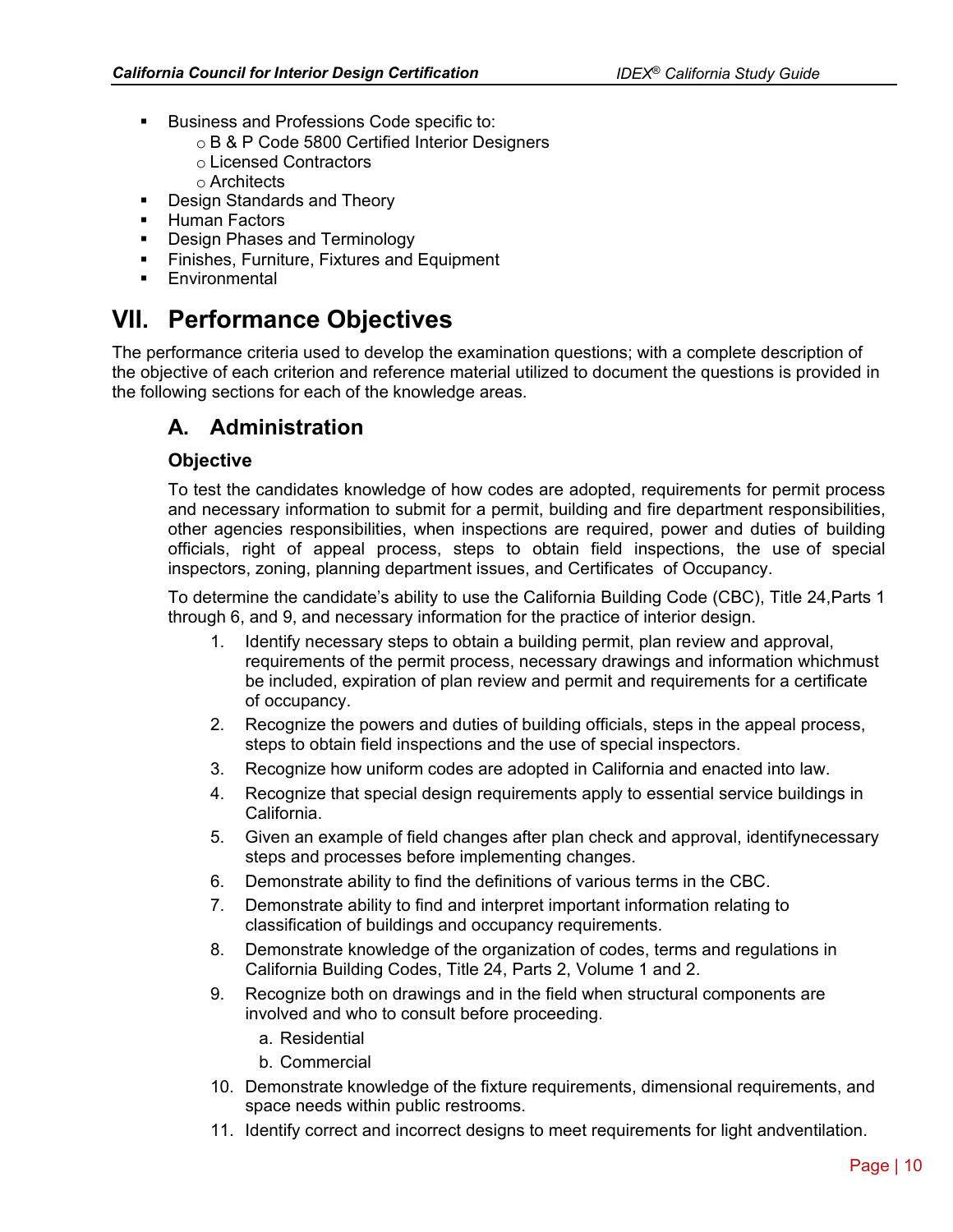- Business and Professions Code specific to:
  - B & P Code 5800 Certified Interior Designers
  - Licensed Contractors
  - Architects
- Design Standards and Theory
- Human Factors
- Design Phases and Terminology
- Finishes, Furniture, Fixtures and Equipment
- Environmental

# VII. Performance Objectives

The performance criteria used to develop the examination questions; with a complete description of the objective of each criterion and reference material utilized to document the questions is provided in the following sections for each of the knowledge areas.

## A. Administration

### Objective

To test the candidates knowledge of how codes are adopted, requirements for permit process and necessary information to submit for a permit, building and fire department responsibilities, other agencies responsibilities, when inspections are required, power and duties of building officials, right of appeal process, steps to obtain field inspections, the use of special inspectors, zoning, planning department issues, and Certificates of Occupancy.

To determine the candidate's ability to use the California Building Code (CBC), Title 24,Parts 1 through 6, and 9, and necessary information for the practice of interior design.

1. Identify necessary steps to obtain a building permit, plan review and approval, requirements of the permit process, necessary drawings and information whichmust be included, expiration of plan review and permit and requirements for a certificate of occupancy.
2. Recognize the powers and duties of building officials, steps in the appeal process, steps to obtain field inspections and the use of special inspectors.
3. Recognize how uniform codes are adopted in California and enacted into law.
4. Recognize that special design requirements apply to essential service buildings in California.
5. Given an example of field changes after plan check and approval, identifynecessary steps and processes before implementing changes.
6. Demonstrate ability to find the definitions of various terms in the CBC.
7. Demonstrate ability to find and interpret important information relating to classification of buildings and occupancy requirements.
8. Demonstrate knowledge of the organization of codes, terms and regulations in California Building Codes, Title 24, Parts 2, Volume 1 and 2.
9. Recognize both on drawings and in the field when structural components are involved and who to consult before proceeding.
   a. Residential
   b. Commercial
10. Demonstrate knowledge of the fixture requirements, dimensional requirements, and space needs within public restrooms.
11. Identify correct and incorrect designs to meet requirements for light andventilation.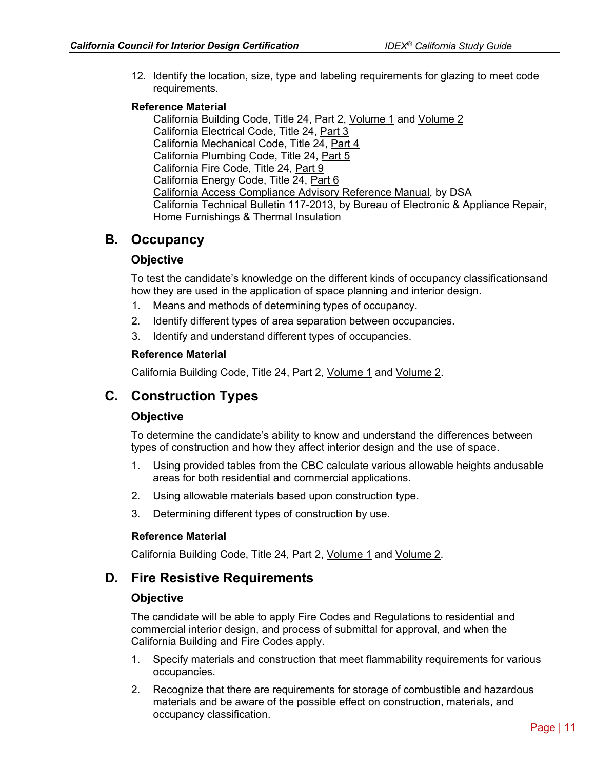12. Identify the location, size, type and labeling requirements for glazing to meet code requirements.

**Reference Material**

California Building Code, Title 24, Part 2, Volume 1 and Volume 2
California Electrical Code, Title 24, Part 3
California Mechanical Code, Title 24, Part 4
California Plumbing Code, Title 24, Part 5
California Fire Code, Title 24, Part 9
California Energy Code, Title 24, Part 6
California Access Compliance Advisory Reference Manual, by DSA
California Technical Bulletin 117-2013, by Bureau of Electronic & Appliance Repair, Home Furnishings & Thermal Insulation

## B. Occupancy

### Objective

To test the candidate's knowledge on the different kinds of occupancy classificationsand how they are used in the application of space planning and interior design.

1. Means and methods of determining types of occupancy.
2. Identify different types of area separation between occupancies.
3. Identify and understand different types of occupancies.

**Reference Material**

California Building Code, Title 24, Part 2, Volume 1 and Volume 2.

## C. Construction Types

### Objective

To determine the candidate's ability to know and understand the differences between types of construction and how they affect interior design and the use of space.

1. Using provided tables from the CBC calculate various allowable heights andusable areas for both residential and commercial applications.
2. Using allowable materials based upon construction type.
3. Determining different types of construction by use.

**Reference Material**

California Building Code, Title 24, Part 2, Volume 1 and Volume 2.

## D. Fire Resistive Requirements

### Objective

The candidate will be able to apply Fire Codes and Regulations to residential and commercial interior design, and process of submittal for approval, and when the California Building and Fire Codes apply.

1. Specify materials and construction that meet flammability requirements for various occupancies.
2. Recognize that there are requirements for storage of combustible and hazardous materials and be aware of the possible effect on construction, materials, and occupancy classification.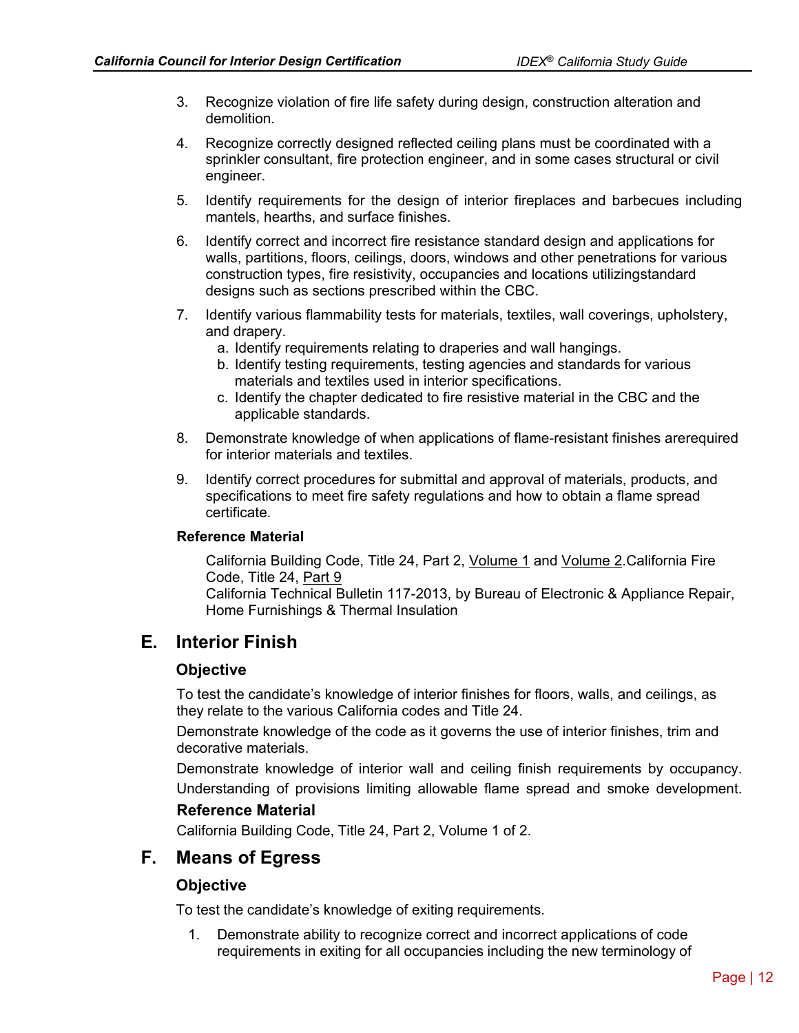3. Recognize violation of fire life safety during design, construction alteration and demolition.

4. Recognize correctly designed reflected ceiling plans must be coordinated with a sprinkler consultant, fire protection engineer, and in some cases structural or civil engineer.

5. Identify requirements for the design of interior fireplaces and barbecues including mantels, hearths, and surface finishes.

6. Identify correct and incorrect fire resistance standard design and applications for walls, partitions, floors, ceilings, doors, windows and other penetrations for various construction types, fire resistivity, occupancies and locations utilizingstandard designs such as sections prescribed within the CBC.

7. Identify various flammability tests for materials, textiles, wall coverings, upholstery, and drapery.
   a. Identify requirements relating to draperies and wall hangings.
   b. Identify testing requirements, testing agencies and standards for various materials and textiles used in interior specifications.
   c. Identify the chapter dedicated to fire resistive material in the CBC and the applicable standards.

8. Demonstrate knowledge of when applications of flame-resistant finishes arerequired for interior materials and textiles.

9. Identify correct procedures for submittal and approval of materials, products, and specifications to meet fire safety regulations and how to obtain a flame spread certificate.

**Reference Material**

California Building Code, Title 24, Part 2, Volume 1 and Volume 2.California Fire Code, Title 24, Part 9
California Technical Bulletin 117-2013, by Bureau of Electronic & Appliance Repair, Home Furnishings & Thermal Insulation

## E. Interior Finish

### Objective

To test the candidate's knowledge of interior finishes for floors, walls, and ceilings, as they relate to the various California codes and Title 24.

Demonstrate knowledge of the code as it governs the use of interior finishes, trim and decorative materials.

Demonstrate knowledge of interior wall and ceiling finish requirements by occupancy. Understanding of provisions limiting allowable flame spread and smoke development.

### Reference Material

California Building Code, Title 24, Part 2, Volume 1 of 2.

## F. Means of Egress

### Objective

To test the candidate's knowledge of exiting requirements.

1. Demonstrate ability to recognize correct and incorrect applications of code requirements in exiting for all occupancies including the new terminology of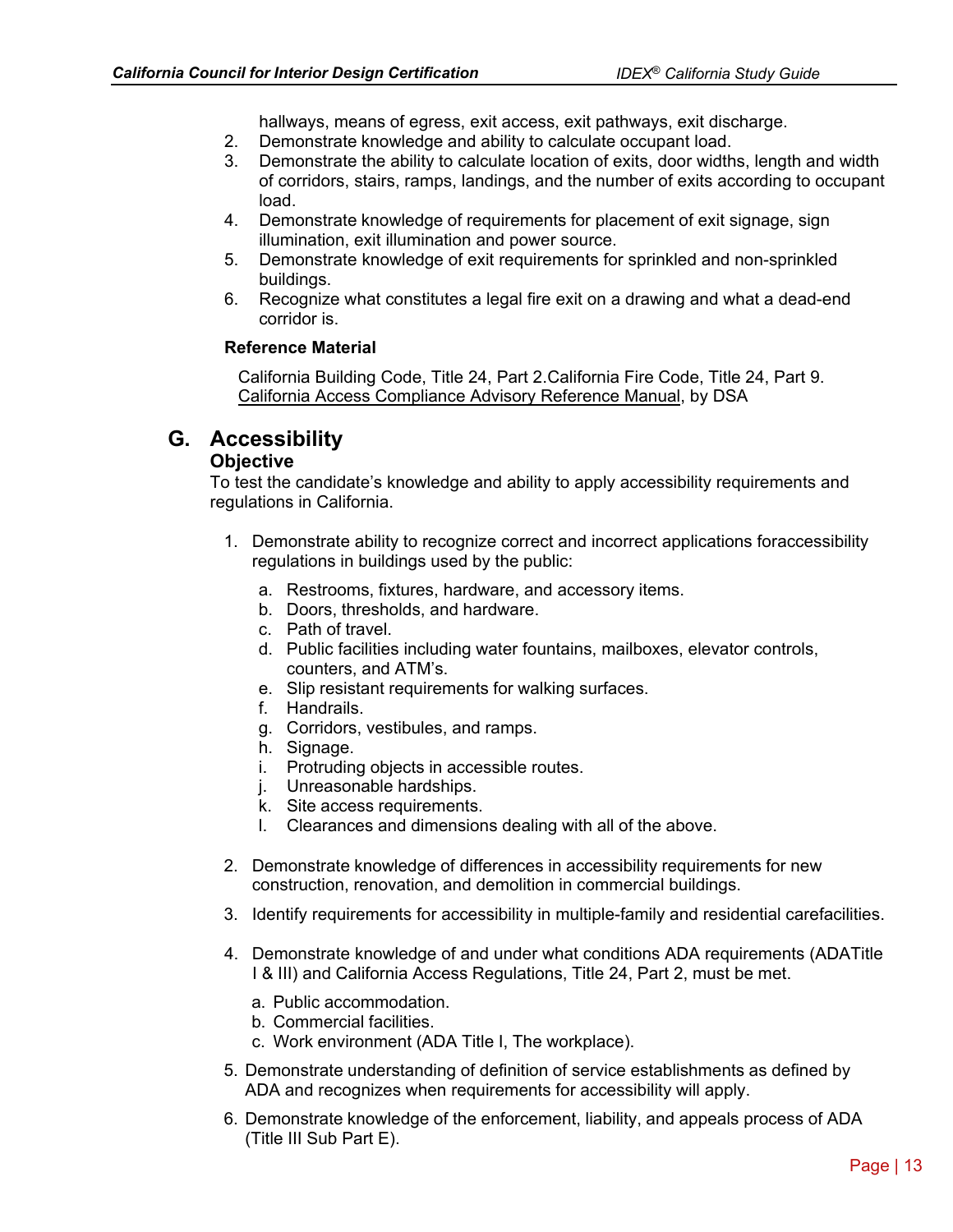hallways, means of egress, exit access, exit pathways, exit discharge.

2. Demonstrate knowledge and ability to calculate occupant load.
3. Demonstrate the ability to calculate location of exits, door widths, length and width of corridors, stairs, ramps, landings, and the number of exits according to occupant load.
4. Demonstrate knowledge of requirements for placement of exit signage, sign illumination, exit illumination and power source.
5. Demonstrate knowledge of exit requirements for sprinkled and non-sprinkled buildings.
6. Recognize what constitutes a legal fire exit on a drawing and what a dead-end corridor is.

**Reference Material**

California Building Code, Title 24, Part 2.California Fire Code, Title 24, Part 9.
California Access Compliance Advisory Reference Manual, by DSA

## G. Accessibility

### Objective

To test the candidate's knowledge and ability to apply accessibility requirements and regulations in California.

1. Demonstrate ability to recognize correct and incorrect applications foraccessibility regulations in buildings used by the public:
   a. Restrooms, fixtures, hardware, and accessory items.
   b. Doors, thresholds, and hardware.
   c. Path of travel.
   d. Public facilities including water fountains, mailboxes, elevator controls, counters, and ATM's.
   e. Slip resistant requirements for walking surfaces.
   f. Handrails.
   g. Corridors, vestibules, and ramps.
   h. Signage.
   i. Protruding objects in accessible routes.
   j. Unreasonable hardships.
   k. Site access requirements.
   l. Clearances and dimensions dealing with all of the above.

2. Demonstrate knowledge of differences in accessibility requirements for new construction, renovation, and demolition in commercial buildings.

3. Identify requirements for accessibility in multiple-family and residential carefacilities.

4. Demonstrate knowledge of and under what conditions ADA requirements (ADATitle I & III) and California Access Regulations, Title 24, Part 2, must be met.
   a. Public accommodation.
   b. Commercial facilities.
   c. Work environment (ADA Title I, The workplace).

5. Demonstrate understanding of definition of service establishments as defined by ADA and recognizes when requirements for accessibility will apply.

6. Demonstrate knowledge of the enforcement, liability, and appeals process of ADA (Title III Sub Part E).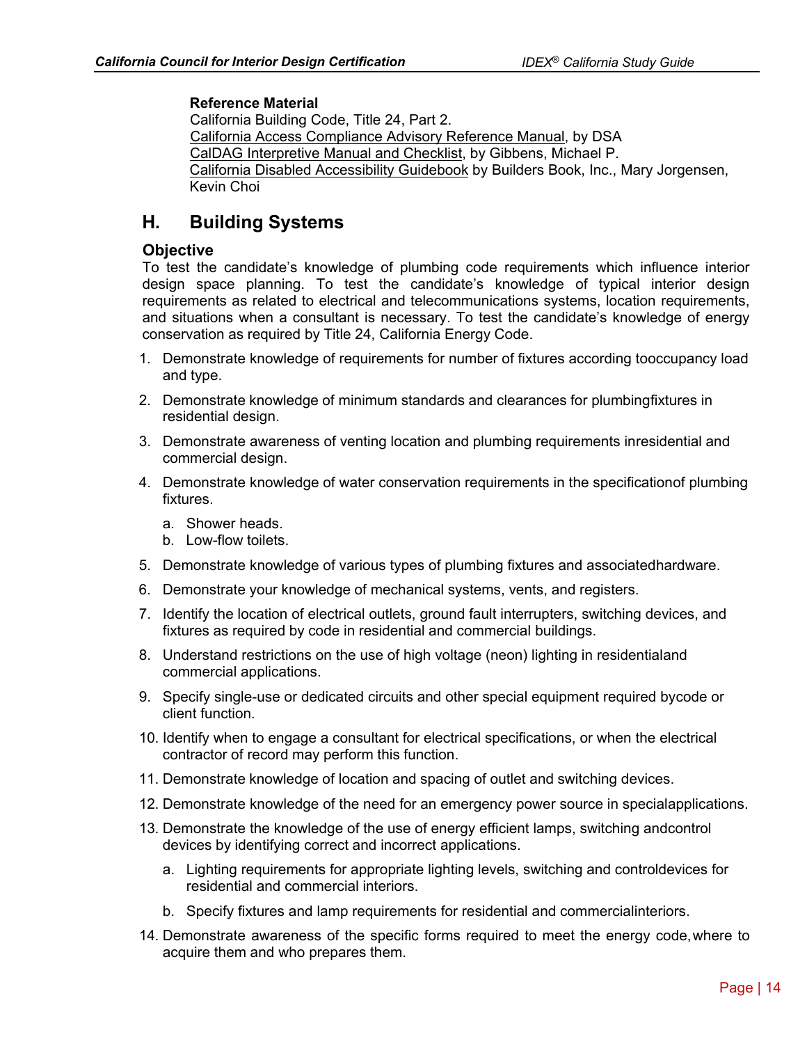**Reference Material**
California Building Code, Title 24, Part 2.
California Access Compliance Advisory Reference Manual, by DSA
CalDAG Interpretive Manual and Checklist, by Gibbens, Michael P.
California Disabled Accessibility Guidebook by Builders Book, Inc., Mary Jorgensen, Kevin Choi

## H. Building Systems

### Objective

To test the candidate's knowledge of plumbing code requirements which influence interior design space planning. To test the candidate's knowledge of typical interior design requirements as related to electrical and telecommunications systems, location requirements, and situations when a consultant is necessary. To test the candidate's knowledge of energy conservation as required by Title 24, California Energy Code.

1. Demonstrate knowledge of requirements for number of fixtures according tooccupancy load and type.
2. Demonstrate knowledge of minimum standards and clearances for plumbingfixtures in residential design.
3. Demonstrate awareness of venting location and plumbing requirements inresidential and commercial design.
4. Demonstrate knowledge of water conservation requirements in the specificationof plumbing fixtures.
   a. Shower heads.
   b. Low-flow toilets.
5. Demonstrate knowledge of various types of plumbing fixtures and associatedhardware.
6. Demonstrate your knowledge of mechanical systems, vents, and registers.
7. Identify the location of electrical outlets, ground fault interrupters, switching devices, and fixtures as required by code in residential and commercial buildings.
8. Understand restrictions on the use of high voltage (neon) lighting in residentialand commercial applications.
9. Specify single-use or dedicated circuits and other special equipment required bycode or client function.
10. Identify when to engage a consultant for electrical specifications, or when the electrical contractor of record may perform this function.
11. Demonstrate knowledge of location and spacing of outlet and switching devices.
12. Demonstrate knowledge of the need for an emergency power source in specialapplications.
13. Demonstrate the knowledge of the use of energy efficient lamps, switching andcontrol devices by identifying correct and incorrect applications.
    a. Lighting requirements for appropriate lighting levels, switching and controldevices for residential and commercial interiors.
    b. Specify fixtures and lamp requirements for residential and commercialinteriors.
14. Demonstrate awareness of the specific forms required to meet the energy code,where to acquire them and who prepares them.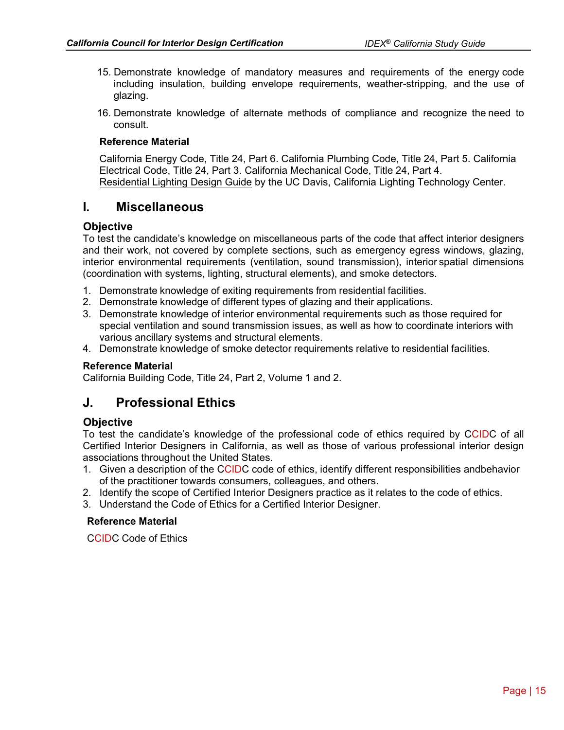15. Demonstrate knowledge of mandatory measures and requirements of the energy code including insulation, building envelope requirements, weather-stripping, and the use of glazing.

16. Demonstrate knowledge of alternate methods of compliance and recognize the need to consult.

**Reference Material**

California Energy Code, Title 24, Part 6. California Plumbing Code, Title 24, Part 5. California Electrical Code, Title 24, Part 3. California Mechanical Code, Title 24, Part 4. Residential Lighting Design Guide by the UC Davis, California Lighting Technology Center.

## I. Miscellaneous

### Objective

To test the candidate's knowledge on miscellaneous parts of the code that affect interior designers and their work, not covered by complete sections, such as emergency egress windows, glazing, interior environmental requirements (ventilation, sound transmission), interior spatial dimensions (coordination with systems, lighting, structural elements), and smoke detectors.

1. Demonstrate knowledge of exiting requirements from residential facilities.
2. Demonstrate knowledge of different types of glazing and their applications.
3. Demonstrate knowledge of interior environmental requirements such as those required for special ventilation and sound transmission issues, as well as how to coordinate interiors with various ancillary systems and structural elements.
4. Demonstrate knowledge of smoke detector requirements relative to residential facilities.

**Reference Material**

California Building Code, Title 24, Part 2, Volume 1 and 2.

## J. Professional Ethics

### Objective

To test the candidate's knowledge of the professional code of ethics required by CCIDC of all Certified Interior Designers in California, as well as those of various professional interior design associations throughout the United States.

1. Given a description of the CCIDC code of ethics, identify different responsibilities andbehavior of the practitioner towards consumers, colleagues, and others.
2. Identify the scope of Certified Interior Designers practice as it relates to the code of ethics.
3. Understand the Code of Ethics for a Certified Interior Designer.

**Reference Material**

CCIDC Code of Ethics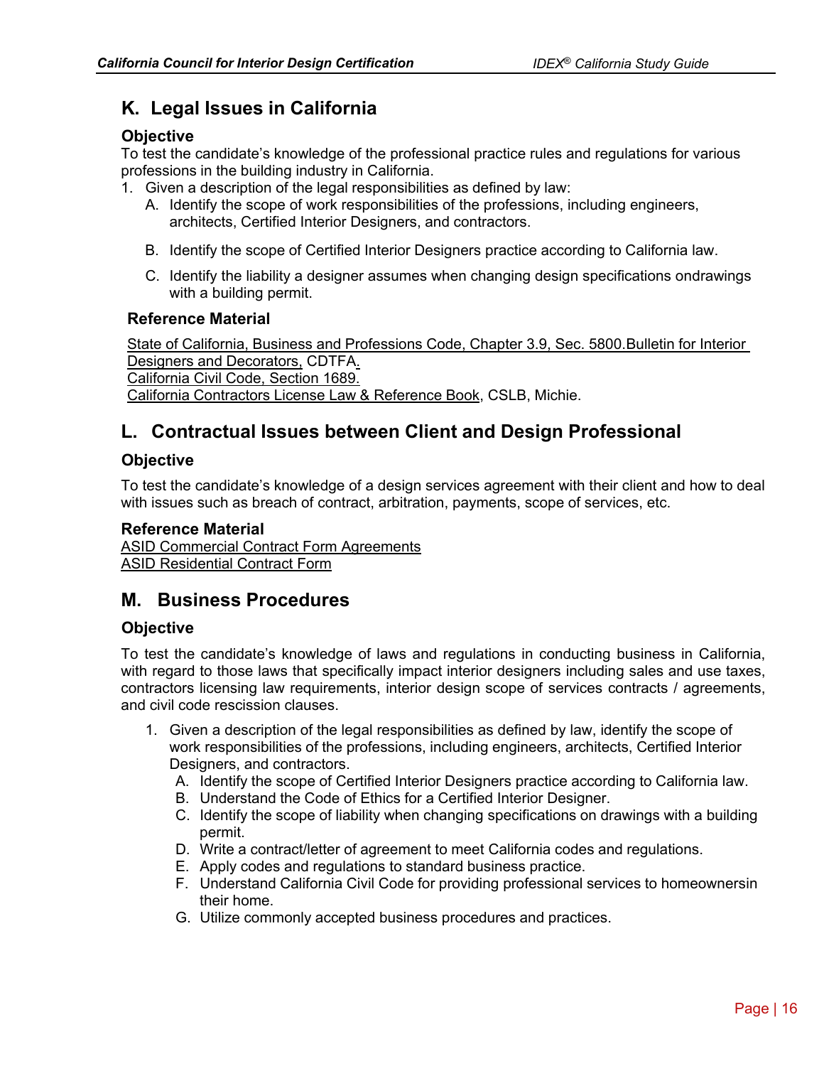## K. Legal Issues in California

### Objective

To test the candidate's knowledge of the professional practice rules and regulations for various professions in the building industry in California.

1. Given a description of the legal responsibilities as defined by law:
   A. Identify the scope of work responsibilities of the professions, including engineers, architects, Certified Interior Designers, and contractors.

   B. Identify the scope of Certified Interior Designers practice according to California law.

   C. Identify the liability a designer assumes when changing design specifications ondrawings with a building permit.

### Reference Material

State of California, Business and Professions Code, Chapter 3.9, Sec. 5800.Bulletin for Interior Designers and Decorators, CDTFA.
California Civil Code, Section 1689.
California Contractors License Law & Reference Book, CSLB, Michie.

## L. Contractual Issues between Client and Design Professional

### Objective

To test the candidate's knowledge of a design services agreement with their client and how to deal with issues such as breach of contract, arbitration, payments, scope of services, etc.

### Reference Material

ASID Commercial Contract Form Agreements
ASID Residential Contract Form

## M. Business Procedures

### Objective

To test the candidate's knowledge of laws and regulations in conducting business in California, with regard to those laws that specifically impact interior designers including sales and use taxes, contractors licensing law requirements, interior design scope of services contracts / agreements, and civil code rescission clauses.

1. Given a description of the legal responsibilities as defined by law, identify the scope of work responsibilities of the professions, including engineers, architects, Certified Interior Designers, and contractors.
   A. Identify the scope of Certified Interior Designers practice according to California law.
   B. Understand the Code of Ethics for a Certified Interior Designer.
   C. Identify the scope of liability when changing specifications on drawings with a building permit.
   D. Write a contract/letter of agreement to meet California codes and regulations.
   E. Apply codes and regulations to standard business practice.
   F. Understand California Civil Code for providing professional services to homeownersin their home.
   G. Utilize commonly accepted business procedures and practices.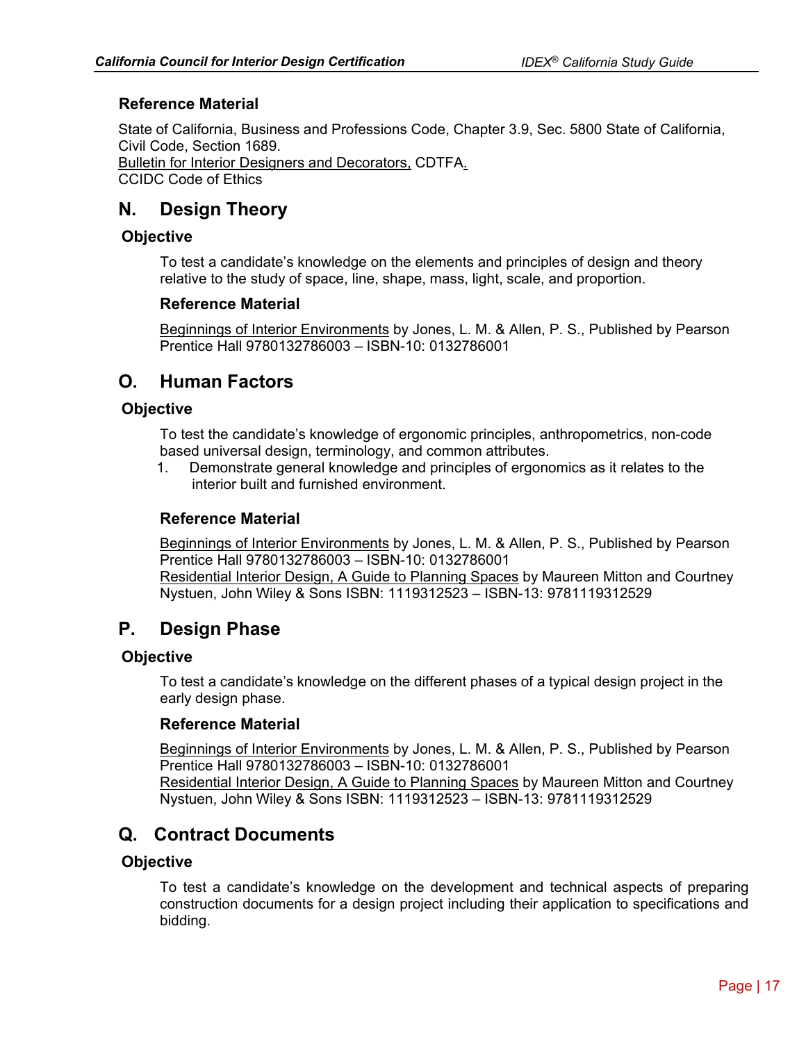### Reference Material

State of California, Business and Professions Code, Chapter 3.9, Sec. 5800 State of California, Civil Code, Section 1689.
Bulletin for Interior Designers and Decorators, CDTFA.
CCIDC Code of Ethics

## N. Design Theory

### Objective

To test a candidate's knowledge on the elements and principles of design and theory relative to the study of space, line, shape, mass, light, scale, and proportion.

#### Reference Material

Beginnings of Interior Environments by Jones, L. M. & Allen, P. S., Published by Pearson Prentice Hall 9780132786003 – ISBN-10: 0132786001

## O. Human Factors

### Objective

To test the candidate's knowledge of ergonomic principles, anthropometrics, non-code based universal design, terminology, and common attributes.

1. Demonstrate general knowledge and principles of ergonomics as it relates to the interior built and furnished environment.

#### Reference Material

Beginnings of Interior Environments by Jones, L. M. & Allen, P. S., Published by Pearson Prentice Hall 9780132786003 – ISBN-10: 0132786001
Residential Interior Design, A Guide to Planning Spaces by Maureen Mitton and Courtney Nystuen, John Wiley & Sons ISBN: 1119312523 – ISBN-13: 9781119312529

## P. Design Phase

### Objective

To test a candidate's knowledge on the different phases of a typical design project in the early design phase.

#### Reference Material

Beginnings of Interior Environments by Jones, L. M. & Allen, P. S., Published by Pearson Prentice Hall 9780132786003 – ISBN-10: 0132786001
Residential Interior Design, A Guide to Planning Spaces by Maureen Mitton and Courtney Nystuen, John Wiley & Sons ISBN: 1119312523 – ISBN-13: 9781119312529

## Q. Contract Documents

### Objective

To test a candidate's knowledge on the development and technical aspects of preparing construction documents for a design project including their application to specifications and bidding.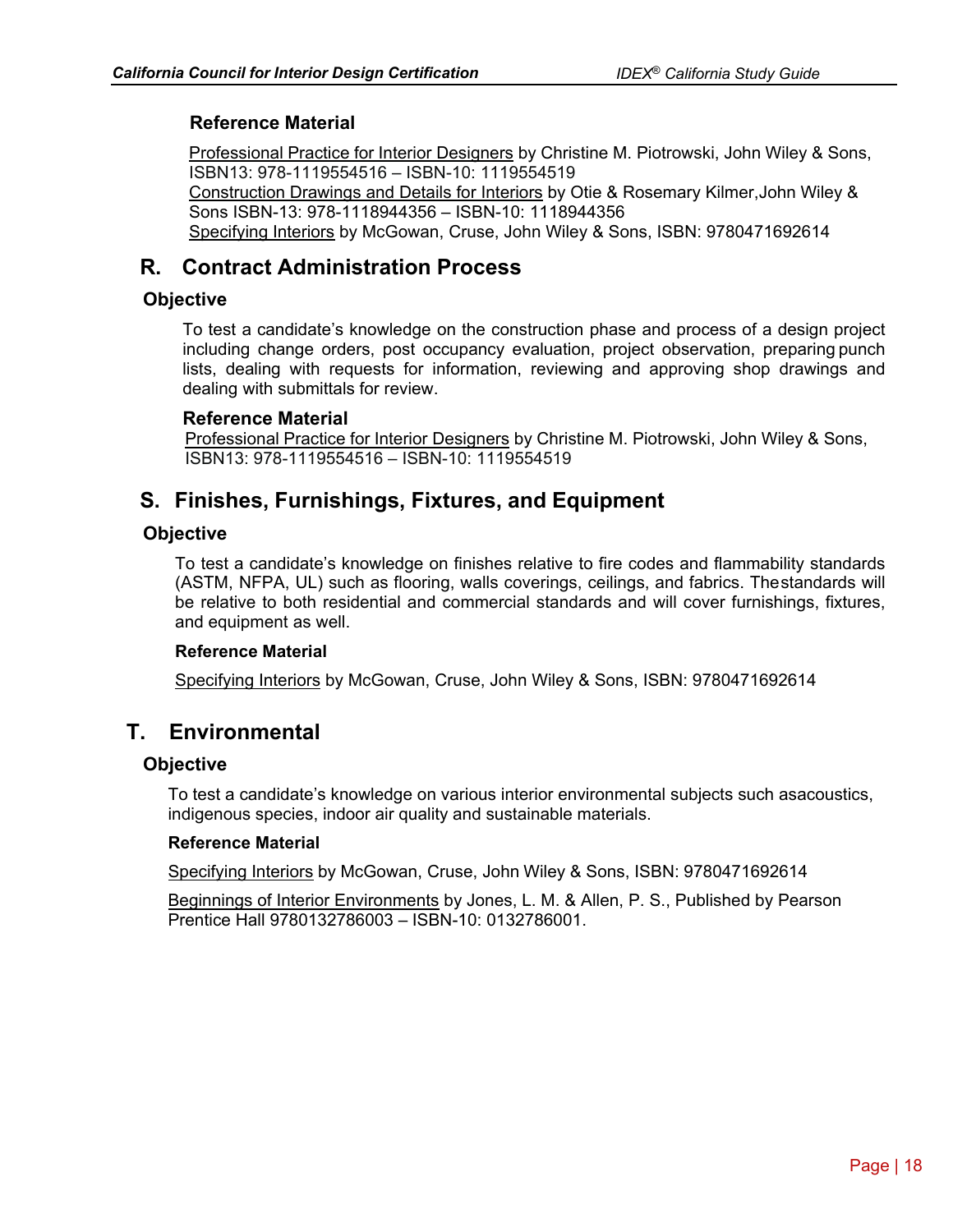### Reference Material

Professional Practice for Interior Designers by Christine M. Piotrowski, John Wiley & Sons, ISBN13: 978-1119554516 – ISBN-10: 1119554519
Construction Drawings and Details for Interiors by Otie & Rosemary Kilmer,John Wiley & Sons ISBN-13: 978-1118944356 – ISBN-10: 1118944356
Specifying Interiors by McGowan, Cruse, John Wiley & Sons, ISBN: 9780471692614

## R. Contract Administration Process

### Objective

To test a candidate's knowledge on the construction phase and process of a design project including change orders, post occupancy evaluation, project observation, preparing punch lists, dealing with requests for information, reviewing and approving shop drawings and dealing with submittals for review.

### Reference Material

Professional Practice for Interior Designers by Christine M. Piotrowski, John Wiley & Sons, ISBN13: 978-1119554516 – ISBN-10: 1119554519

## S. Finishes, Furnishings, Fixtures, and Equipment

### Objective

To test a candidate's knowledge on finishes relative to fire codes and flammability standards (ASTM, NFPA, UL) such as flooring, walls coverings, ceilings, and fabrics. Thestandards will be relative to both residential and commercial standards and will cover furnishings, fixtures, and equipment as well.

### Reference Material

Specifying Interiors by McGowan, Cruse, John Wiley & Sons, ISBN: 9780471692614

## T. Environmental

### Objective

To test a candidate's knowledge on various interior environmental subjects such asacoustics, indigenous species, indoor air quality and sustainable materials.

### Reference Material

Specifying Interiors by McGowan, Cruse, John Wiley & Sons, ISBN: 9780471692614

Beginnings of Interior Environments by Jones, L. M. & Allen, P. S., Published by Pearson Prentice Hall 9780132786003 – ISBN-10: 0132786001.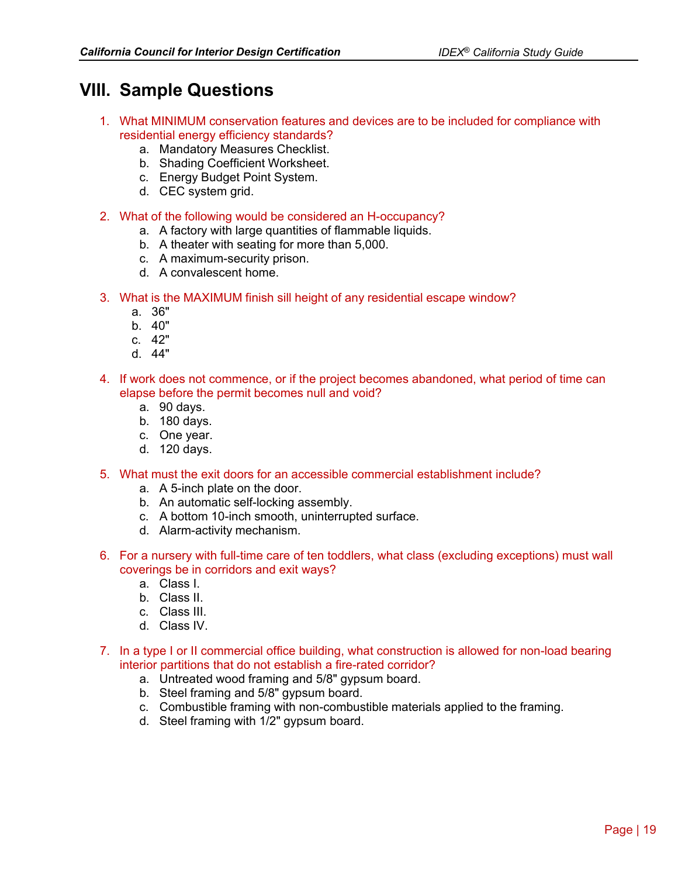## VIII. Sample Questions

1. What MINIMUM conservation features and devices are to be included for compliance with residential energy efficiency standards?
   a. Mandatory Measures Checklist.
   b. Shading Coefficient Worksheet.
   c. Energy Budget Point System.
   d. CEC system grid.

2. What of the following would be considered an H-occupancy?
   a. A factory with large quantities of flammable liquids.
   b. A theater with seating for more than 5,000.
   c. A maximum-security prison.
   d. A convalescent home.

3. What is the MAXIMUM finish sill height of any residential escape window?
   a. 36"
   b. 40"
   c. 42"
   d. 44"

4. If work does not commence, or if the project becomes abandoned, what period of time can elapse before the permit becomes null and void?
   a. 90 days.
   b. 180 days.
   c. One year.
   d. 120 days.

5. What must the exit doors for an accessible commercial establishment include?
   a. A 5-inch plate on the door.
   b. An automatic self-locking assembly.
   c. A bottom 10-inch smooth, uninterrupted surface.
   d. Alarm-activity mechanism.

6. For a nursery with full-time care of ten toddlers, what class (excluding exceptions) must wall coverings be in corridors and exit ways?
   a. Class I.
   b. Class II.
   c. Class III.
   d. Class IV.

7. In a type I or II commercial office building, what construction is allowed for non-load bearing interior partitions that do not establish a fire-rated corridor?
   a. Untreated wood framing and 5/8" gypsum board.
   b. Steel framing and 5/8" gypsum board.
   c. Combustible framing with non-combustible materials applied to the framing.
   d. Steel framing with 1/2" gypsum board.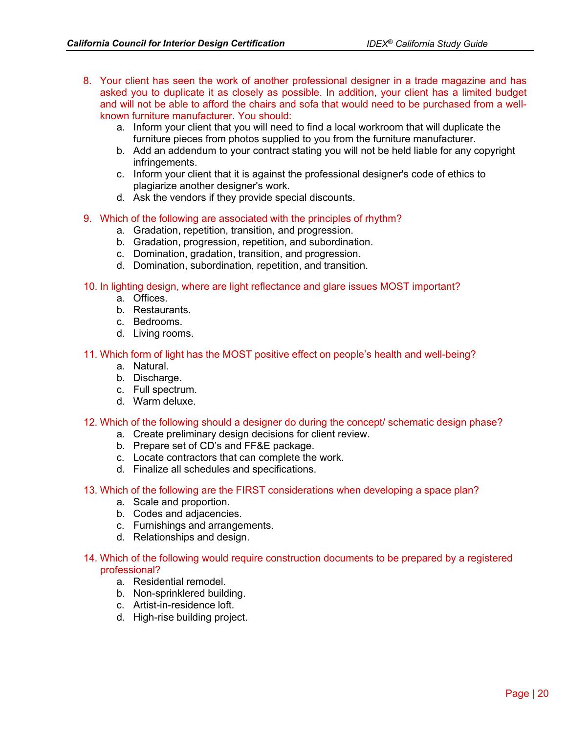8. Your client has seen the work of another professional designer in a trade magazine and has asked you to duplicate it as closely as possible. In addition, your client has a limited budget and will not be able to afford the chairs and sofa that would need to be purchased from a well-known furniture manufacturer. You should:
   a. Inform your client that you will need to find a local workroom that will duplicate the furniture pieces from photos supplied to you from the furniture manufacturer.
   b. Add an addendum to your contract stating you will not be held liable for any copyright infringements.
   c. Inform your client that it is against the professional designer's code of ethics to plagiarize another designer's work.
   d. Ask the vendors if they provide special discounts.

9. Which of the following are associated with the principles of rhythm?
   a. Gradation, repetition, transition, and progression.
   b. Gradation, progression, repetition, and subordination.
   c. Domination, gradation, transition, and progression.
   d. Domination, subordination, repetition, and transition.

10. In lighting design, where are light reflectance and glare issues MOST important?
    a. Offices.
    b. Restaurants.
    c. Bedrooms.
    d. Living rooms.

11. Which form of light has the MOST positive effect on people's health and well-being?
    a. Natural.
    b. Discharge.
    c. Full spectrum.
    d. Warm deluxe.

12. Which of the following should a designer do during the concept/ schematic design phase?
    a. Create preliminary design decisions for client review.
    b. Prepare set of CD's and FF&E package.
    c. Locate contractors that can complete the work.
    d. Finalize all schedules and specifications.

13. Which of the following are the FIRST considerations when developing a space plan?
    a. Scale and proportion.
    b. Codes and adjacencies.
    c. Furnishings and arrangements.
    d. Relationships and design.

14. Which of the following would require construction documents to be prepared by a registered professional?
    a. Residential remodel.
    b. Non-sprinklered building.
    c. Artist-in-residence loft.
    d. High-rise building project.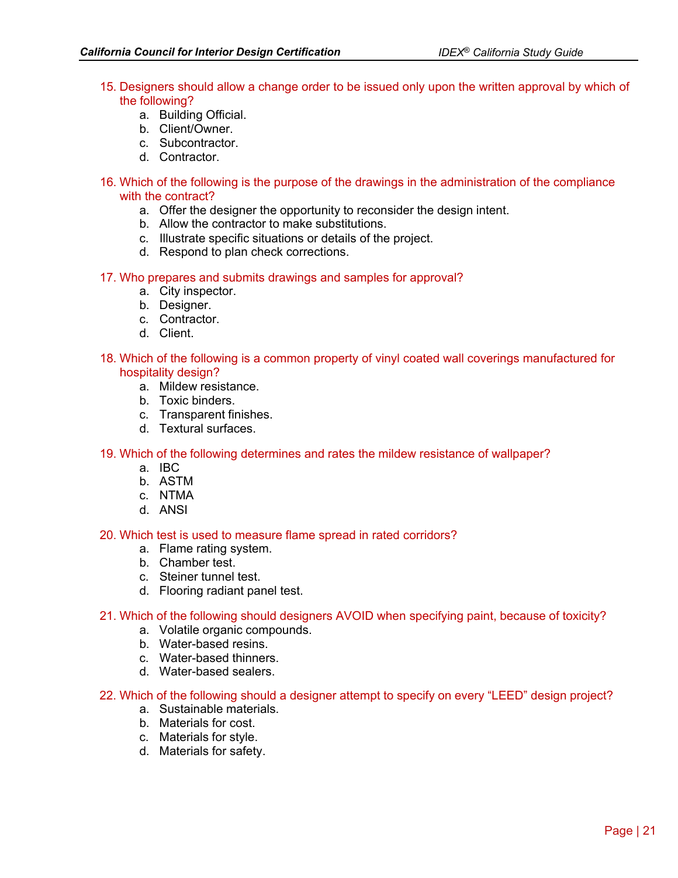15. Designers should allow a change order to be issued only upon the written approval by which of the following?
    a. Building Official.
    b. Client/Owner.
    c. Subcontractor.
    d. Contractor.

16. Which of the following is the purpose of the drawings in the administration of the compliance with the contract?
    a. Offer the designer the opportunity to reconsider the design intent.
    b. Allow the contractor to make substitutions.
    c. Illustrate specific situations or details of the project.
    d. Respond to plan check corrections.

17. Who prepares and submits drawings and samples for approval?
    a. City inspector.
    b. Designer.
    c. Contractor.
    d. Client.

18. Which of the following is a common property of vinyl coated wall coverings manufactured for hospitality design?
    a. Mildew resistance.
    b. Toxic binders.
    c. Transparent finishes.
    d. Textural surfaces.

19. Which of the following determines and rates the mildew resistance of wallpaper?
    a. IBC
    b. ASTM
    c. NTMA
    d. ANSI

20. Which test is used to measure flame spread in rated corridors?
    a. Flame rating system.
    b. Chamber test.
    c. Steiner tunnel test.
    d. Flooring radiant panel test.

21. Which of the following should designers AVOID when specifying paint, because of toxicity?
    a. Volatile organic compounds.
    b. Water-based resins.
    c. Water-based thinners.
    d. Water-based sealers.

22. Which of the following should a designer attempt to specify on every "LEED" design project?
    a. Sustainable materials.
    b. Materials for cost.
    c. Materials for style.
    d. Materials for safety.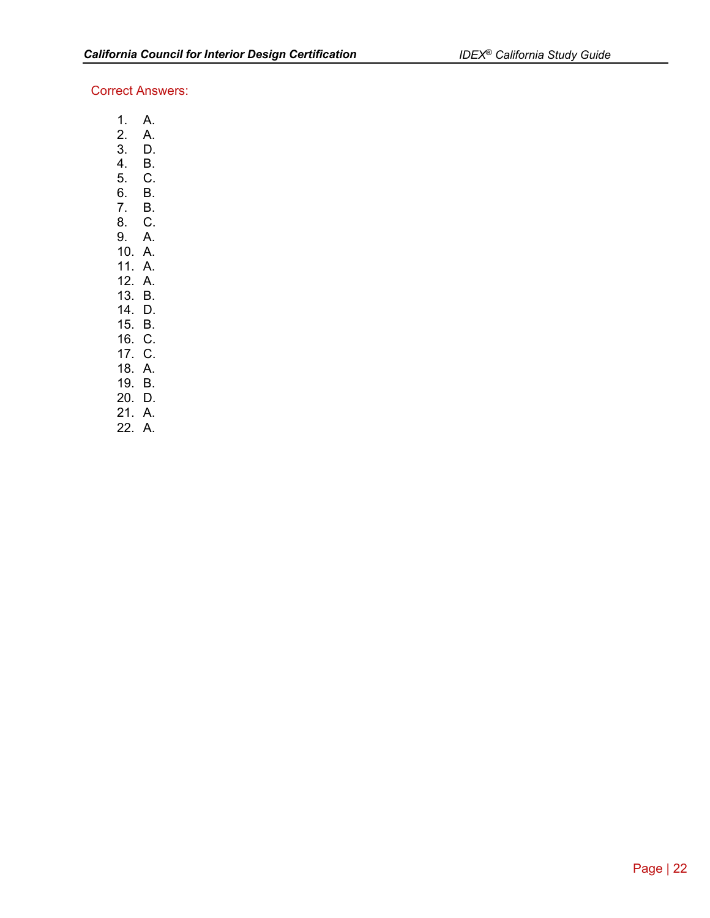Correct Answers:

1. A.
2. A.
3. D.
4. B.
5. C.
6. B.
7. B.
8. C.
9. A.
10. A.
11. A.
12. A.
13. B.
14. D.
15. B.
16. C.
17. C.
18. A.
19. B.
20. D.
21. A.
22. A.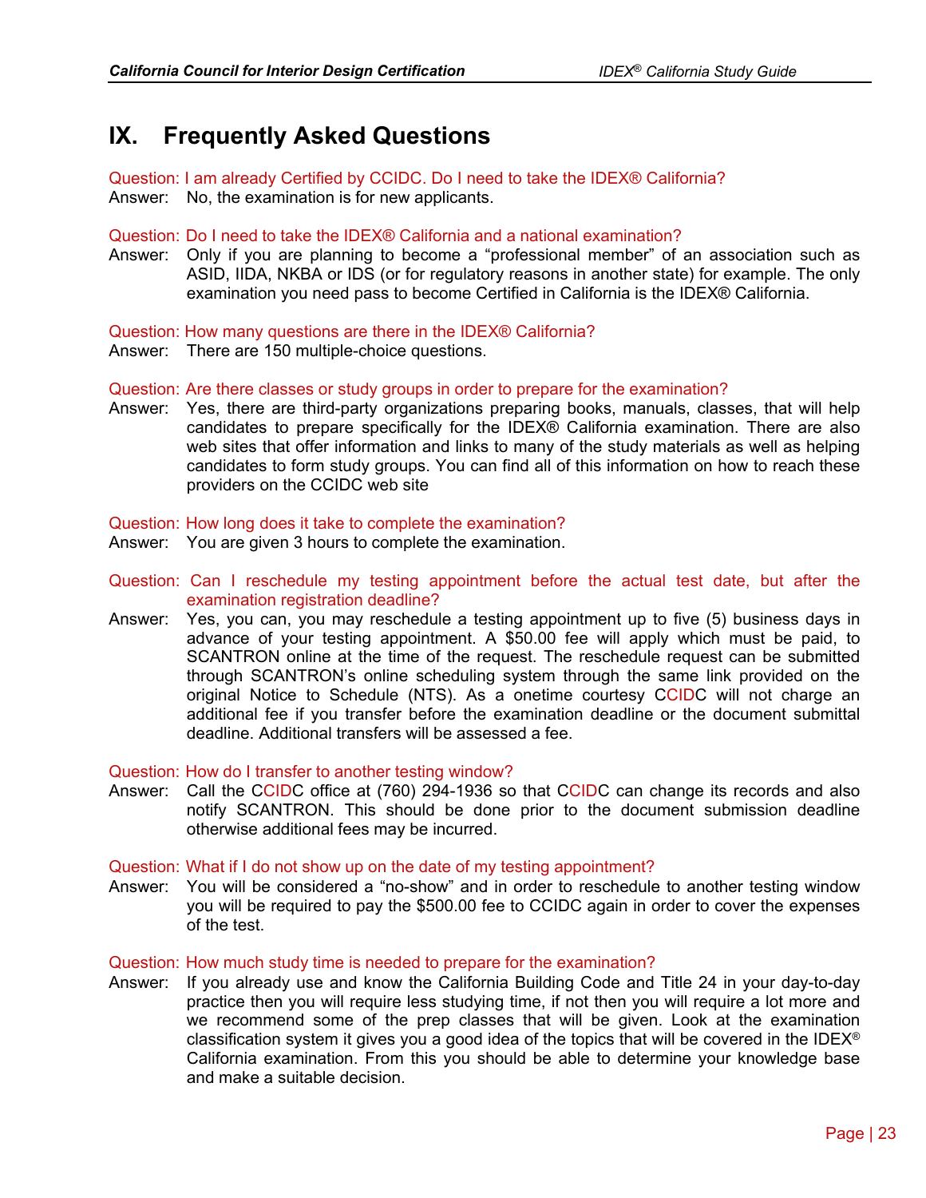## IX. Frequently Asked Questions

Question: I am already Certified by CCIDC. Do I need to take the IDEX® California?

Answer: No, the examination is for new applicants.

Question: Do I need to take the IDEX® California and a national examination?

Answer: Only if you are planning to become a "professional member" of an association such as ASID, IIDA, NKBA or IDS (or for regulatory reasons in another state) for example. The only examination you need pass to become Certified in California is the IDEX® California.

Question: How many questions are there in the IDEX® California?

Answer: There are 150 multiple-choice questions.

Question: Are there classes or study groups in order to prepare for the examination?

Answer: Yes, there are third-party organizations preparing books, manuals, classes, that will help candidates to prepare specifically for the IDEX® California examination. There are also web sites that offer information and links to many of the study materials as well as helping candidates to form study groups. You can find all of this information on how to reach these providers on the CCIDC web site

Question: How long does it take to complete the examination?

Answer: You are given 3 hours to complete the examination.

Question: Can I reschedule my testing appointment before the actual test date, but after the examination registration deadline?

Answer: Yes, you can, you may reschedule a testing appointment up to five (5) business days in advance of your testing appointment. A $50.00 fee will apply which must be paid, to SCANTRON online at the time of the request. The reschedule request can be submitted through SCANTRON's online scheduling system through the same link provided on the original Notice to Schedule (NTS). As a onetime courtesy CCIDC will not charge an additional fee if you transfer before the examination deadline or the document submittal deadline. Additional transfers will be assessed a fee.

Question: How do I transfer to another testing window?

Answer: Call the CCIDC office at (760) 294-1936 so that CCIDC can change its records and also notify SCANTRON. This should be done prior to the document submission deadline otherwise additional fees may be incurred.

Question: What if I do not show up on the date of my testing appointment?

Answer: You will be considered a "no-show" and in order to reschedule to another testing window you will be required to pay the $500.00 fee to CCIDC again in order to cover the expenses of the test.

Question: How much study time is needed to prepare for the examination?

Answer: If you already use and know the California Building Code and Title 24 in your day-to-day practice then you will require less studying time, if not then you will require a lot more and we recommend some of the prep classes that will be given. Look at the examination classification system it gives you a good idea of the topics that will be covered in the IDEX® California examination. From this you should be able to determine your knowledge base and make a suitable decision.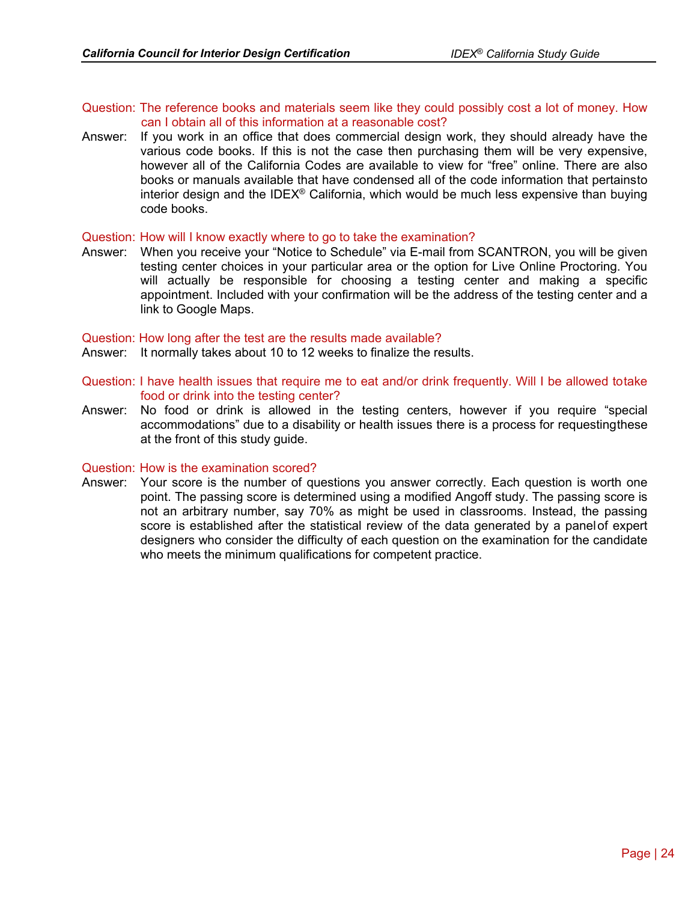Question: The reference books and materials seem like they could possibly cost a lot of money. How can I obtain all of this information at a reasonable cost?

Answer: If you work in an office that does commercial design work, they should already have the various code books. If this is not the case then purchasing them will be very expensive, however all of the California Codes are available to view for "free" online. There are also books or manuals available that have condensed all of the code information that pertainsto interior design and the IDEX® California, which would be much less expensive than buying code books.

Question: How will I know exactly where to go to take the examination?

Answer: When you receive your "Notice to Schedule" via E-mail from SCANTRON, you will be given testing center choices in your particular area or the option for Live Online Proctoring. You will actually be responsible for choosing a testing center and making a specific appointment. Included with your confirmation will be the address of the testing center and a link to Google Maps.

Question: How long after the test are the results made available?

Answer: It normally takes about 10 to 12 weeks to finalize the results.

Question: I have health issues that require me to eat and/or drink frequently. Will I be allowed totake food or drink into the testing center?

Answer: No food or drink is allowed in the testing centers, however if you require "special accommodations" due to a disability or health issues there is a process for requestingthese at the front of this study guide.

Question: How is the examination scored?

Answer: Your score is the number of questions you answer correctly. Each question is worth one point. The passing score is determined using a modified Angoff study. The passing score is not an arbitrary number, say 70% as might be used in classrooms. Instead, the passing score is established after the statistical review of the data generated by a panelof expert designers who consider the difficulty of each question on the examination for the candidate who meets the minimum qualifications for competent practice.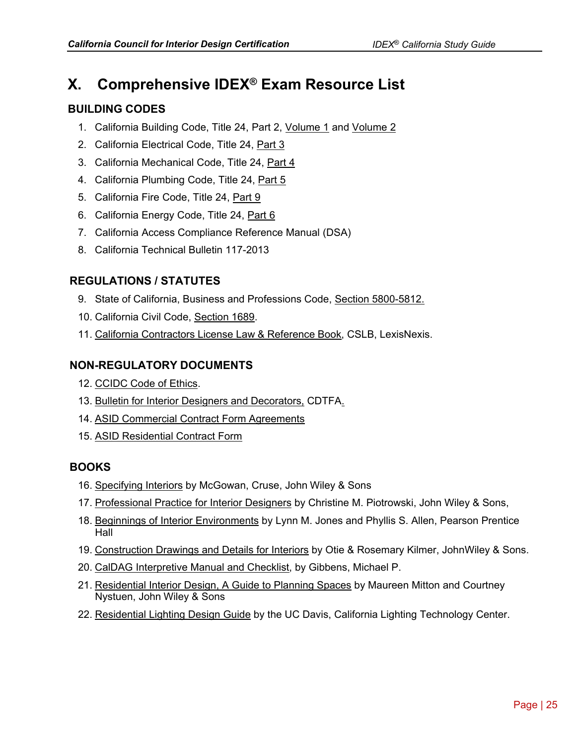# X. Comprehensive IDEX® Exam Resource List

## BUILDING CODES

1. California Building Code, Title 24, Part 2, Volume 1 and Volume 2
2. California Electrical Code, Title 24, Part 3
3. California Mechanical Code, Title 24, Part 4
4. California Plumbing Code, Title 24, Part 5
5. California Fire Code, Title 24, Part 9
6. California Energy Code, Title 24, Part 6
7. California Access Compliance Reference Manual (DSA)
8. California Technical Bulletin 117-2013

## REGULATIONS / STATUTES

9. State of California, Business and Professions Code, Section 5800-5812.
10. California Civil Code, Section 1689.
11. California Contractors License Law & Reference Book, CSLB, LexisNexis.

## NON-REGULATORY DOCUMENTS

12. CCIDC Code of Ethics.
13. Bulletin for Interior Designers and Decorators, CDTFA.
14. ASID Commercial Contract Form Agreements
15. ASID Residential Contract Form

## BOOKS

16. Specifying Interiors by McGowan, Cruse, John Wiley & Sons
17. Professional Practice for Interior Designers by Christine M. Piotrowski, John Wiley & Sons,
18. Beginnings of Interior Environments by Lynn M. Jones and Phyllis S. Allen, Pearson Prentice Hall
19. Construction Drawings and Details for Interiors by Otie & Rosemary Kilmer, JohnWiley & Sons.
20. CalDAG Interpretive Manual and Checklist, by Gibbens, Michael P.
21. Residential Interior Design, A Guide to Planning Spaces by Maureen Mitton and Courtney Nystuen, John Wiley & Sons
22. Residential Lighting Design Guide by the UC Davis, California Lighting Technology Center.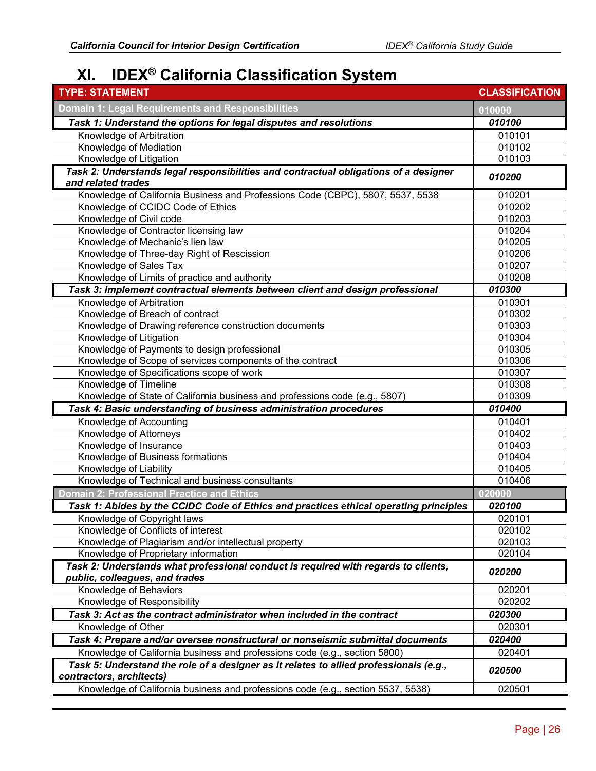# XI. IDEX® California Classification System

| TYPE: STATEMENT | CLASSIFICATION |
|---|---|
| **Domain 1: Legal Requirements and Responsibilities** | **010000** |
| ***Task 1: Understand the options for legal disputes and resolutions*** | ***010100*** |
| Knowledge of Arbitration | 010101 |
| Knowledge of Mediation | 010102 |
| Knowledge of Litigation | 010103 |
| ***Task 2: Understands legal responsibilities and contractual obligations of a designer and related trades*** | ***010200*** |
| Knowledge of California Business and Professions Code (CBPC), 5807, 5537, 5538 | 010201 |
| Knowledge of CCIDC Code of Ethics | 010202 |
| Knowledge of Civil code | 010203 |
| Knowledge of Contractor licensing law | 010204 |
| Knowledge of Mechanic's lien law | 010205 |
| Knowledge of Three-day Right of Rescission | 010206 |
| Knowledge of Sales Tax | 010207 |
| Knowledge of Limits of practice and authority | 010208 |
| ***Task 3: Implement contractual elements between client and design professional*** | ***010300*** |
| Knowledge of Arbitration | 010301 |
| Knowledge of Breach of contract | 010302 |
| Knowledge of Drawing reference construction documents | 010303 |
| Knowledge of Litigation | 010304 |
| Knowledge of Payments to design professional | 010305 |
| Knowledge of Scope of services components of the contract | 010306 |
| Knowledge of Specifications scope of work | 010307 |
| Knowledge of Timeline | 010308 |
| Knowledge of State of California business and professions code (e.g., 5807) | 010309 |
| ***Task 4: Basic understanding of business administration procedures*** | ***010400*** |
| Knowledge of Accounting | 010401 |
| Knowledge of Attorneys | 010402 |
| Knowledge of Insurance | 010403 |
| Knowledge of Business formations | 010404 |
| Knowledge of Liability | 010405 |
| Knowledge of Technical and business consultants | 010406 |
| **Domain 2: Professional Practice and Ethics** | **020000** |
| ***Task 1: Abides by the CCIDC Code of Ethics and practices ethical operating principles*** | ***020100*** |
| Knowledge of Copyright laws | 020101 |
| Knowledge of Conflicts of interest | 020102 |
| Knowledge of Plagiarism and/or intellectual property | 020103 |
| Knowledge of Proprietary information | 020104 |
| ***Task 2: Understands what professional conduct is required with regards to clients, public, colleagues, and trades*** | ***020200*** |
| Knowledge of Behaviors | 020201 |
| Knowledge of Responsibility | 020202 |
| ***Task 3: Act as the contract administrator when included in the contract*** | ***020300*** |
| Knowledge of Other | 020301 |
| ***Task 4: Prepare and/or oversee nonstructural or nonseismic submittal documents*** | ***020400*** |
| Knowledge of California business and professions code (e.g., section 5800) | 020401 |
| ***Task 5: Understand the role of a designer as it relates to allied professionals (e.g., contractors, architects)*** | ***020500*** |
| Knowledge of California business and professions code (e.g., section 5537, 5538) | 020501 |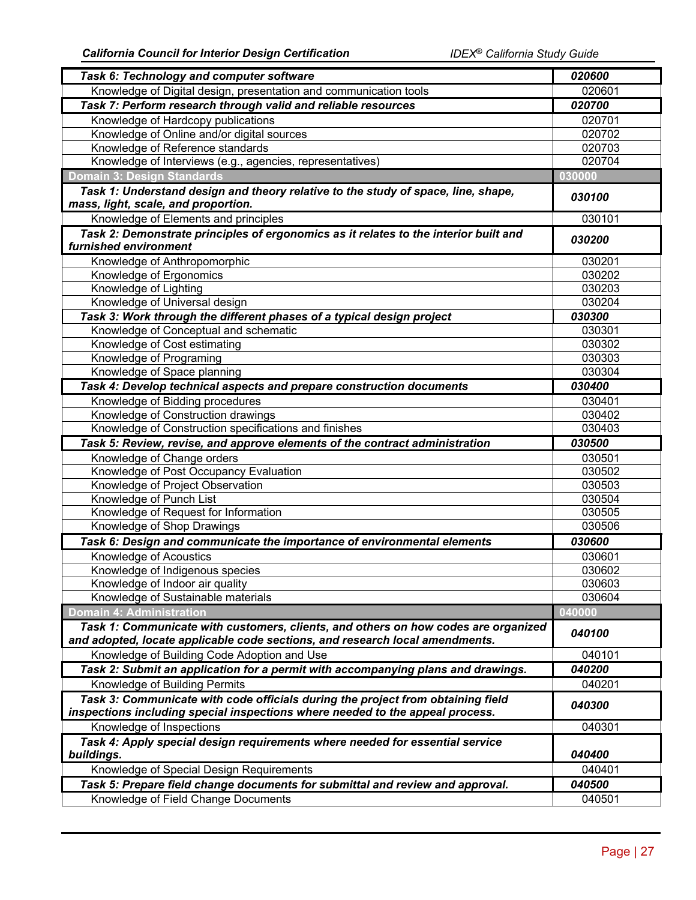| ***Task 6: Technology and computer software*** | ***020600*** |
|---|---|
| Knowledge of Digital design, presentation and communication tools | 020601 |
| ***Task 7: Perform research through valid and reliable resources*** | ***020700*** |
| Knowledge of Hardcopy publications | 020701 |
| Knowledge of Online and/or digital sources | 020702 |
| Knowledge of Reference standards | 020703 |
| Knowledge of Interviews (e.g., agencies, representatives) | 020704 |
| **Domain 3: Design Standards** | **030000** |
| ***Task 1: Understand design and theory relative to the study of space, line, shape, mass, light, scale, and proportion.*** | ***030100*** |
| Knowledge of Elements and principles | 030101 |
| ***Task 2: Demonstrate principles of ergonomics as it relates to the interior built and furnished environment*** | ***030200*** |
| Knowledge of Anthropomorphic | 030201 |
| Knowledge of Ergonomics | 030202 |
| Knowledge of Lighting | 030203 |
| Knowledge of Universal design | 030204 |
| ***Task 3: Work through the different phases of a typical design project*** | ***030300*** |
| Knowledge of Conceptual and schematic | 030301 |
| Knowledge of Cost estimating | 030302 |
| Knowledge of Programing | 030303 |
| Knowledge of Space planning | 030304 |
| ***Task 4: Develop technical aspects and prepare construction documents*** | ***030400*** |
| Knowledge of Bidding procedures | 030401 |
| Knowledge of Construction drawings | 030402 |
| Knowledge of Construction specifications and finishes | 030403 |
| ***Task 5: Review, revise, and approve elements of the contract administration*** | ***030500*** |
| Knowledge of Change orders | 030501 |
| Knowledge of Post Occupancy Evaluation | 030502 |
| Knowledge of Project Observation | 030503 |
| Knowledge of Punch List | 030504 |
| Knowledge of Request for Information | 030505 |
| Knowledge of Shop Drawings | 030506 |
| ***Task 6: Design and communicate the importance of environmental elements*** | ***030600*** |
| Knowledge of Acoustics | 030601 |
| Knowledge of Indigenous species | 030602 |
| Knowledge of Indoor air quality | 030603 |
| Knowledge of Sustainable materials | 030604 |
| **Domain 4: Administration** | **040000** |
| ***Task 1: Communicate with customers, clients, and others on how codes are organized and adopted, locate applicable code sections, and research local amendments.*** | ***040100*** |
| Knowledge of Building Code Adoption and Use | 040101 |
| ***Task 2: Submit an application for a permit with accompanying plans and drawings.*** | ***040200*** |
| Knowledge of Building Permits | 040201 |
| ***Task 3: Communicate with code officials during the project from obtaining field inspections including special inspections where needed to the appeal process.*** | ***040300*** |
| Knowledge of Inspections | 040301 |
| ***Task 4: Apply special design requirements where needed for essential service buildings.*** | ***040400*** |
| Knowledge of Special Design Requirements | 040401 |
| ***Task 5: Prepare field change documents for submittal and review and approval.*** | ***040500*** |
| Knowledge of Field Change Documents | 040501 |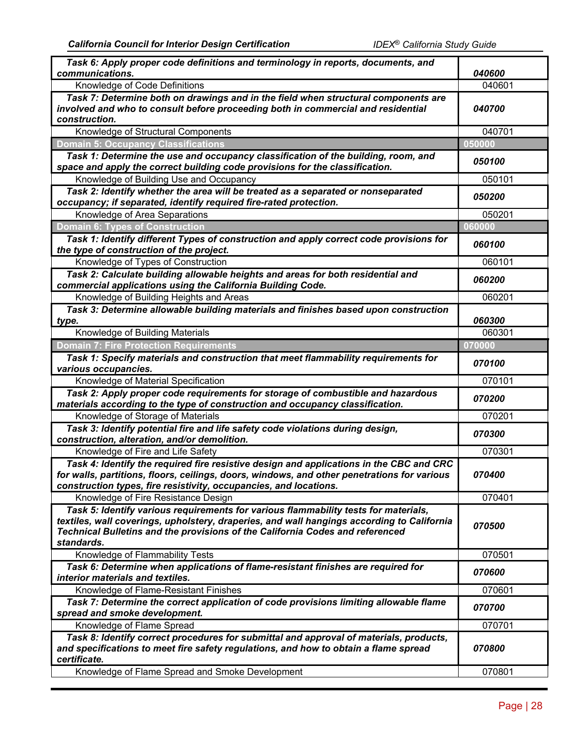| | |
|---|---|
| ***Task 6: Apply proper code definitions and terminology in reports, documents, and communications.*** | ***040600*** |
| Knowledge of Code Definitions | 040601 |
| ***Task 7: Determine both on drawings and in the field when structural components are involved and who to consult before proceeding both in commercial and residential construction.*** | ***040700*** |
| Knowledge of Structural Components | 040701 |
| **Domain 5: Occupancy Classifications** | **050000** |
| ***Task 1: Determine the use and occupancy classification of the building, room, and space and apply the correct building code provisions for the classification.*** | ***050100*** |
| Knowledge of Building Use and Occupancy | 050101 |
| ***Task 2: Identify whether the area will be treated as a separated or nonseparated occupancy; if separated, identify required fire-rated protection.*** | ***050200*** |
| Knowledge of Area Separations | 050201 |
| **Domain 6: Types of Construction** | **060000** |
| ***Task 1: Identify different Types of construction and apply correct code provisions for the type of construction of the project.*** | ***060100*** |
| Knowledge of Types of Construction | 060101 |
| ***Task 2: Calculate building allowable heights and areas for both residential and commercial applications using the California Building Code.*** | ***060200*** |
| Knowledge of Building Heights and Areas | 060201 |
| ***Task 3: Determine allowable building materials and finishes based upon construction type.*** | ***060300*** |
| Knowledge of Building Materials | 060301 |
| **Domain 7: Fire Protection Requirements** | **070000** |
| ***Task 1: Specify materials and construction that meet flammability requirements for various occupancies.*** | ***070100*** |
| Knowledge of Material Specification | 070101 |
| ***Task 2: Apply proper code requirements for storage of combustible and hazardous materials according to the type of construction and occupancy classification.*** | ***070200*** |
| Knowledge of Storage of Materials | 070201 |
| ***Task 3: Identify potential fire and life safety code violations during design, construction, alteration, and/or demolition.*** | ***070300*** |
| Knowledge of Fire and Life Safety | 070301 |
| ***Task 4: Identify the required fire resistive design and applications in the CBC and CRC for walls, partitions, floors, ceilings, doors, windows, and other penetrations for various construction types, fire resistivity, occupancies, and locations.*** | ***070400*** |
| Knowledge of Fire Resistance Design | 070401 |
| ***Task 5: Identify various requirements for various flammability tests for materials, textiles, wall coverings, upholstery, draperies, and wall hangings according to California Technical Bulletins and the provisions of the California Codes and referenced standards.*** | ***070500*** |
| Knowledge of Flammability Tests | 070501 |
| ***Task 6: Determine when applications of flame-resistant finishes are required for interior materials and textiles.*** | ***070600*** |
| Knowledge of Flame-Resistant Finishes | 070601 |
| ***Task 7: Determine the correct application of code provisions limiting allowable flame spread and smoke development.*** | ***070700*** |
| Knowledge of Flame Spread | 070701 |
| ***Task 8: Identify correct procedures for submittal and approval of materials, products, and specifications to meet fire safety regulations, and how to obtain a flame spread certificate.*** | ***070800*** |
| Knowledge of Flame Spread and Smoke Development | 070801 |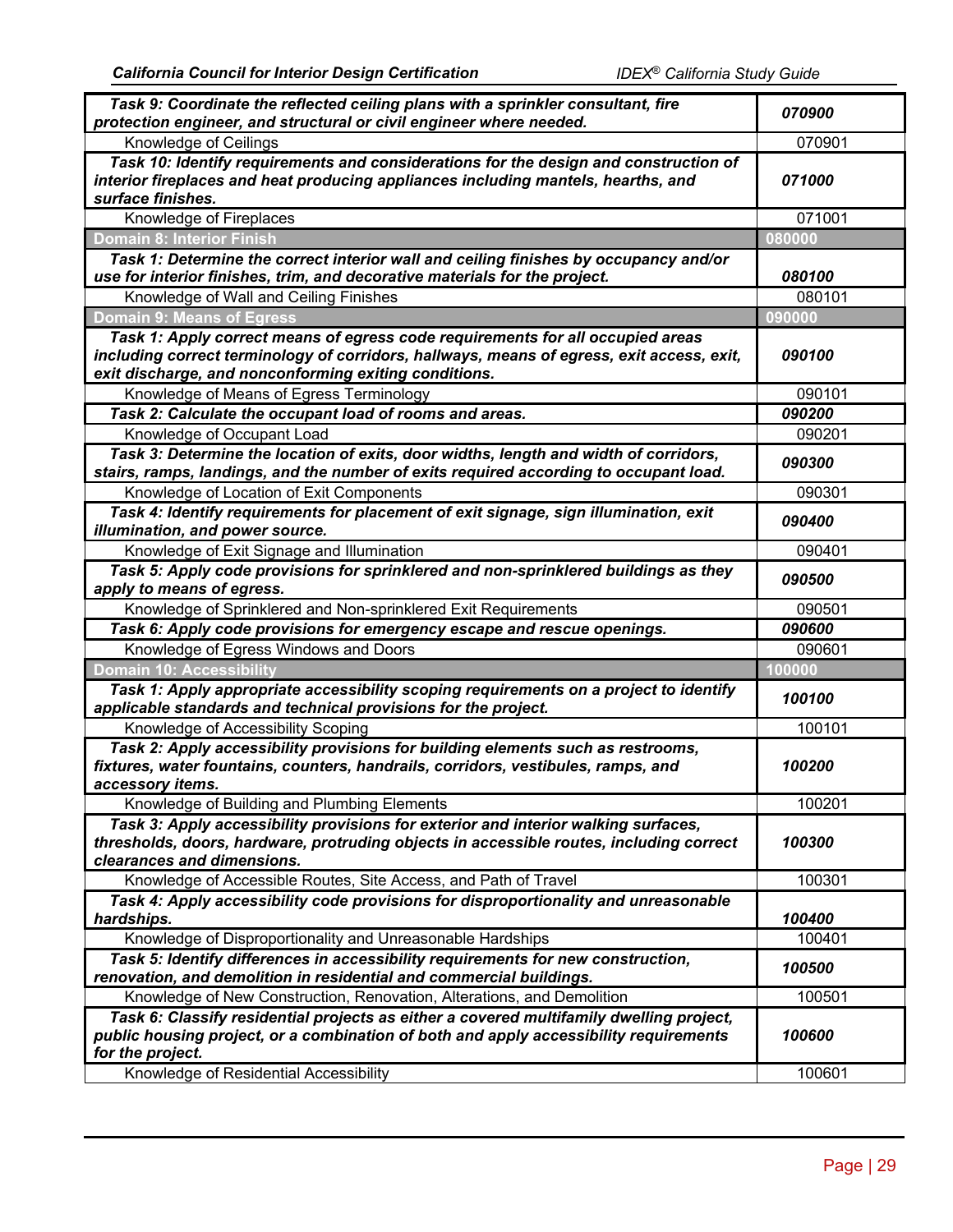| | |
|---|---|
| ***Task 9: Coordinate the reflected ceiling plans with a sprinkler consultant, fire protection engineer, and structural or civil engineer where needed.*** | ***070900*** |
| Knowledge of Ceilings | 070901 |
| ***Task 10: Identify requirements and considerations for the design and construction of interior fireplaces and heat producing appliances including mantels, hearths, and surface finishes.*** | ***071000*** |
| Knowledge of Fireplaces | 071001 |
| **Domain 8: Interior Finish** | **080000** |
| ***Task 1: Determine the correct interior wall and ceiling finishes by occupancy and/or use for interior finishes, trim, and decorative materials for the project.*** | ***080100*** |
| Knowledge of Wall and Ceiling Finishes | 080101 |
| **Domain 9: Means of Egress** | **090000** |
| ***Task 1: Apply correct means of egress code requirements for all occupied areas including correct terminology of corridors, hallways, means of egress, exit access, exit, exit discharge, and nonconforming exiting conditions.*** | ***090100*** |
| Knowledge of Means of Egress Terminology | 090101 |
| ***Task 2: Calculate the occupant load of rooms and areas.*** | ***090200*** |
| Knowledge of Occupant Load | 090201 |
| ***Task 3: Determine the location of exits, door widths, length and width of corridors, stairs, ramps, landings, and the number of exits required according to occupant load.*** | ***090300*** |
| Knowledge of Location of Exit Components | 090301 |
| ***Task 4: Identify requirements for placement of exit signage, sign illumination, exit illumination, and power source.*** | ***090400*** |
| Knowledge of Exit Signage and Illumination | 090401 |
| ***Task 5: Apply code provisions for sprinklered and non-sprinklered buildings as they apply to means of egress.*** | ***090500*** |
| Knowledge of Sprinklered and Non-sprinklered Exit Requirements | 090501 |
| ***Task 6: Apply code provisions for emergency escape and rescue openings.*** | ***090600*** |
| Knowledge of Egress Windows and Doors | 090601 |
| **Domain 10: Accessibility** | **100000** |
| ***Task 1: Apply appropriate accessibility scoping requirements on a project to identify applicable standards and technical provisions for the project.*** | ***100100*** |
| Knowledge of Accessibility Scoping | 100101 |
| ***Task 2: Apply accessibility provisions for building elements such as restrooms, fixtures, water fountains, counters, handrails, corridors, vestibules, ramps, and accessory items.*** | ***100200*** |
| Knowledge of Building and Plumbing Elements | 100201 |
| ***Task 3: Apply accessibility provisions for exterior and interior walking surfaces, thresholds, doors, hardware, protruding objects in accessible routes, including correct clearances and dimensions.*** | ***100300*** |
| Knowledge of Accessible Routes, Site Access, and Path of Travel | 100301 |
| ***Task 4: Apply accessibility code provisions for disproportionality and unreasonable hardships.*** | ***100400*** |
| Knowledge of Disproportionality and Unreasonable Hardships | 100401 |
| ***Task 5: Identify differences in accessibility requirements for new construction, renovation, and demolition in residential and commercial buildings.*** | ***100500*** |
| Knowledge of New Construction, Renovation, Alterations, and Demolition | 100501 |
| ***Task 6: Classify residential projects as either a covered multifamily dwelling project, public housing project, or a combination of both and apply accessibility requirements for the project.*** | ***100600*** |
| Knowledge of Residential Accessibility | 100601 |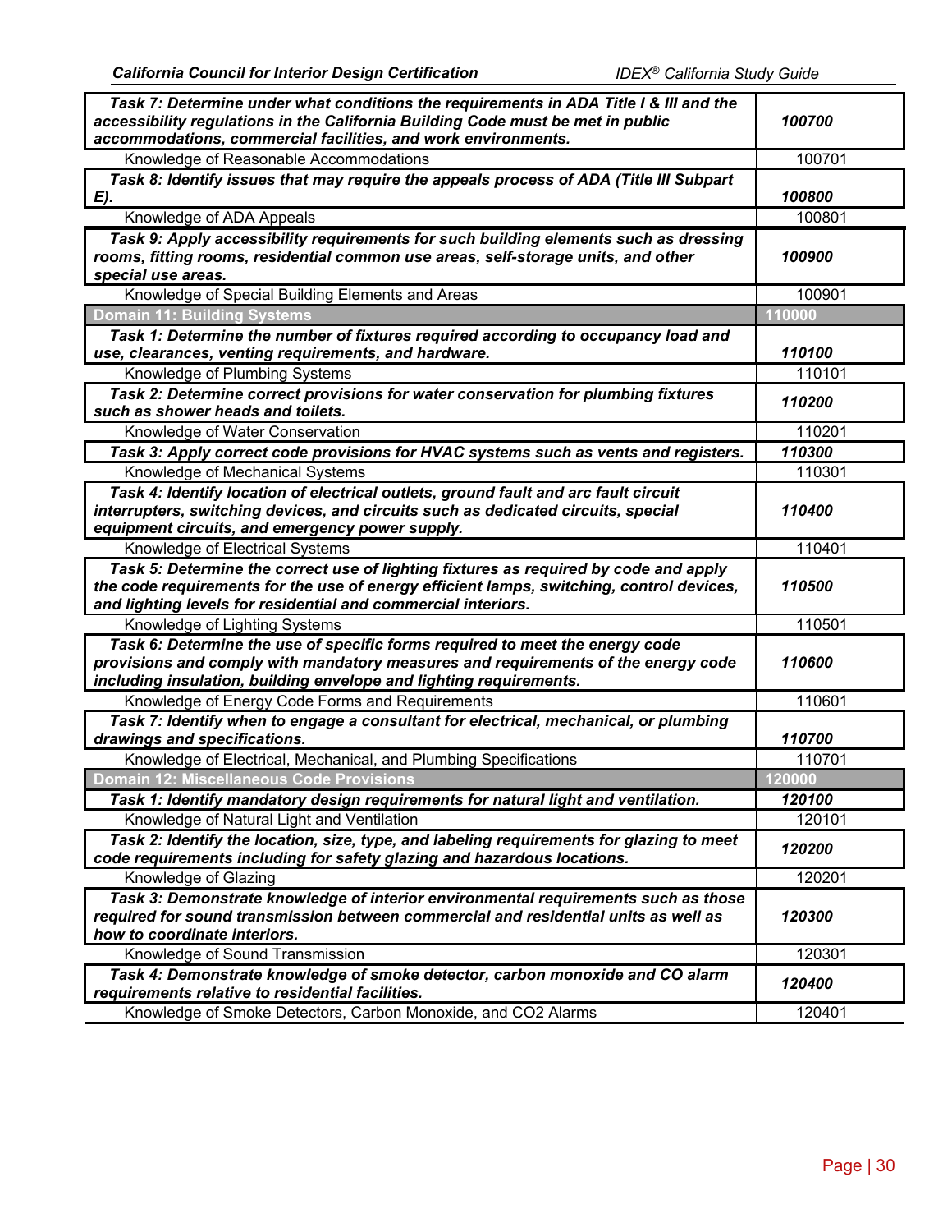| | |
|---|---|
| ***Task 7: Determine under what conditions the requirements in ADA Title I & III and the accessibility regulations in the California Building Code must be met in public accommodations, commercial facilities, and work environments.*** | ***100700*** |
| Knowledge of Reasonable Accommodations | 100701 |
| ***Task 8: Identify issues that may require the appeals process of ADA (Title III Subpart E).*** | ***100800*** |
| Knowledge of ADA Appeals | 100801 |
| ***Task 9: Apply accessibility requirements for such building elements such as dressing rooms, fitting rooms, residential common use areas, self-storage units, and other special use areas.*** | ***100900*** |
| Knowledge of Special Building Elements and Areas | 100901 |
| **Domain 11: Building Systems** | **110000** |
| ***Task 1: Determine the number of fixtures required according to occupancy load and use, clearances, venting requirements, and hardware.*** | ***110100*** |
| Knowledge of Plumbing Systems | 110101 |
| ***Task 2: Determine correct provisions for water conservation for plumbing fixtures such as shower heads and toilets.*** | ***110200*** |
| Knowledge of Water Conservation | 110201 |
| ***Task 3: Apply correct code provisions for HVAC systems such as vents and registers.*** | ***110300*** |
| Knowledge of Mechanical Systems | 110301 |
| ***Task 4: Identify location of electrical outlets, ground fault and arc fault circuit interrupters, switching devices, and circuits such as dedicated circuits, special equipment circuits, and emergency power supply.*** | ***110400*** |
| Knowledge of Electrical Systems | 110401 |
| ***Task 5: Determine the correct use of lighting fixtures as required by code and apply the code requirements for the use of energy efficient lamps, switching, control devices, and lighting levels for residential and commercial interiors.*** | ***110500*** |
| Knowledge of Lighting Systems | 110501 |
| ***Task 6: Determine the use of specific forms required to meet the energy code provisions and comply with mandatory measures and requirements of the energy code including insulation, building envelope and lighting requirements.*** | ***110600*** |
| Knowledge of Energy Code Forms and Requirements | 110601 |
| ***Task 7: Identify when to engage a consultant for electrical, mechanical, or plumbing drawings and specifications.*** | ***110700*** |
| Knowledge of Electrical, Mechanical, and Plumbing Specifications | 110701 |
| **Domain 12: Miscellaneous Code Provisions** | **120000** |
| ***Task 1: Identify mandatory design requirements for natural light and ventilation.*** | ***120100*** |
| Knowledge of Natural Light and Ventilation | 120101 |
| ***Task 2: Identify the location, size, type, and labeling requirements for glazing to meet code requirements including for safety glazing and hazardous locations.*** | ***120200*** |
| Knowledge of Glazing | 120201 |
| ***Task 3: Demonstrate knowledge of interior environmental requirements such as those required for sound transmission between commercial and residential units as well as how to coordinate interiors.*** | ***120300*** |
| Knowledge of Sound Transmission | 120301 |
| ***Task 4: Demonstrate knowledge of smoke detector, carbon monoxide and CO alarm requirements relative to residential facilities.*** | ***120400*** |
| Knowledge of Smoke Detectors, Carbon Monoxide, and CO2 Alarms | 120401 |